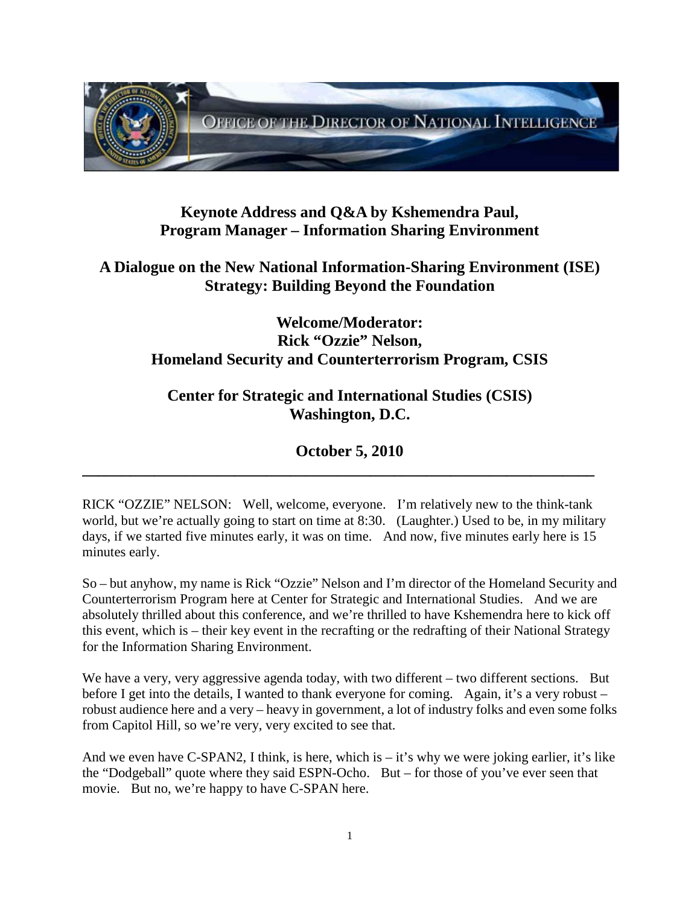# Keynote Address and Q&A by Kshemendra Paul, Program Manager – Information Sharing Environment

## A Dialogue on the New National Information-Sharing Environment (ISE) Strategy: Building Beyond the Foundation

### Welcome/Moderator: Rick "Ozzie" Nelson, Homeland Security and Counterterrorism Program, CSIS

### Center for Strategic and International Studies (CSIS) Washington, D.C.

### October 5, 2010

---

RICK "OZZIE" NELSON: Well, welcome, everyone. I'm relatively new to the think-tank world, but we're actually going to start on time at 8:30. (Laughter.) Used to be, in my military days, if we started five minutes early, it was on time. And now, five minutes early here is 15 minutes early.

So – but anyhow, my name is Rick "Ozzie" Nelson and I'm director of the Homeland Security and Counterterrorism Program here at Center for Strategic and International Studies. And we are absolutely thrilled about this conference, and we're thrilled to have Kshemendra here to kick off this event, which is – their key event in the recrafting or the redrafting of their National Strategy for the Information Sharing Environment.

We have a very, very aggressive agenda today, with two different – two different sections. But before I get into the details, I wanted to thank everyone for coming. Again, it's a very robust – robust audience here and a very – heavy in government, a lot of industry folks and even some folks from Capitol Hill, so we're very, very excited to see that.

And we even have C-SPAN2, I think, is here, which is – it's why we were joking earlier, it's like the "Dodgeball" quote where they said ESPN-Ocho. But – for those of you've ever seen that movie. But no, we're happy to have C-SPAN here.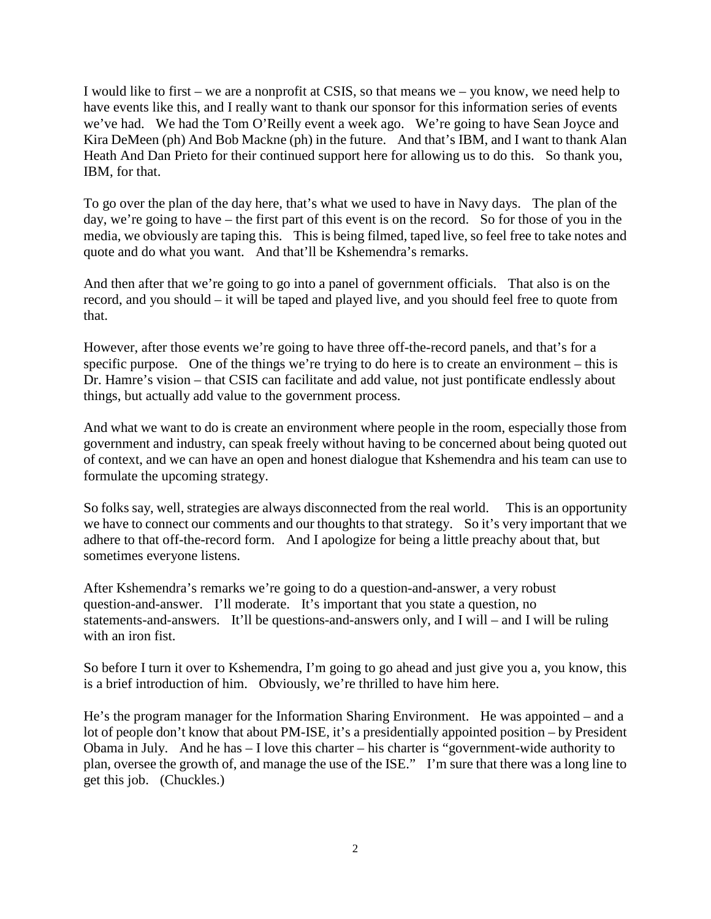I would like to first – we are a nonprofit at CSIS, so that means we – you know, we need help to have events like this, and I really want to thank our sponsor for this information series of events we've had. We had the Tom O'Reilly event a week ago. We're going to have Sean Joyce and Kira DeMeen (ph) And Bob Mackne (ph) in the future. And that's IBM, and I want to thank Alan Heath And Dan Prieto for their continued support here for allowing us to do this. So thank you, IBM, for that.

To go over the plan of the day here, that's what we used to have in Navy days. The plan of the day, we're going to have – the first part of this event is on the record. So for those of you in the media, we obviously are taping this. This is being filmed, taped live, so feel free to take notes and quote and do what you want. And that'll be Kshemendra's remarks.

And then after that we're going to go into a panel of government officials. That also is on the record, and you should – it will be taped and played live, and you should feel free to quote from that.

However, after those events we're going to have three off-the-record panels, and that's for a specific purpose. One of the things we're trying to do here is to create an environment – this is Dr. Hamre's vision – that CSIS can facilitate and add value, not just pontificate endlessly about things, but actually add value to the government process.

And what we want to do is create an environment where people in the room, especially those from government and industry, can speak freely without having to be concerned about being quoted out of context, and we can have an open and honest dialogue that Kshemendra and his team can use to formulate the upcoming strategy.

So folks say, well, strategies are always disconnected from the real world. This is an opportunity we have to connect our comments and our thoughts to that strategy. So it's very important that we adhere to that off-the-record form. And I apologize for being a little preachy about that, but sometimes everyone listens.

After Kshemendra's remarks we're going to do a question-and-answer, a very robust question-and-answer. I'll moderate. It's important that you state a question, no statements-and-answers. It'll be questions-and-answers only, and I will – and I will be ruling with an iron fist.

So before I turn it over to Kshemendra, I'm going to go ahead and just give you a, you know, this is a brief introduction of him. Obviously, we're thrilled to have him here.

He's the program manager for the Information Sharing Environment. He was appointed – and a lot of people don't know that about PM-ISE, it's a presidentially appointed position – by President Obama in July. And he has – I love this charter – his charter is "government-wide authority to plan, oversee the growth of, and manage the use of the ISE." I'm sure that there was a long line to get this job. (Chuckles.)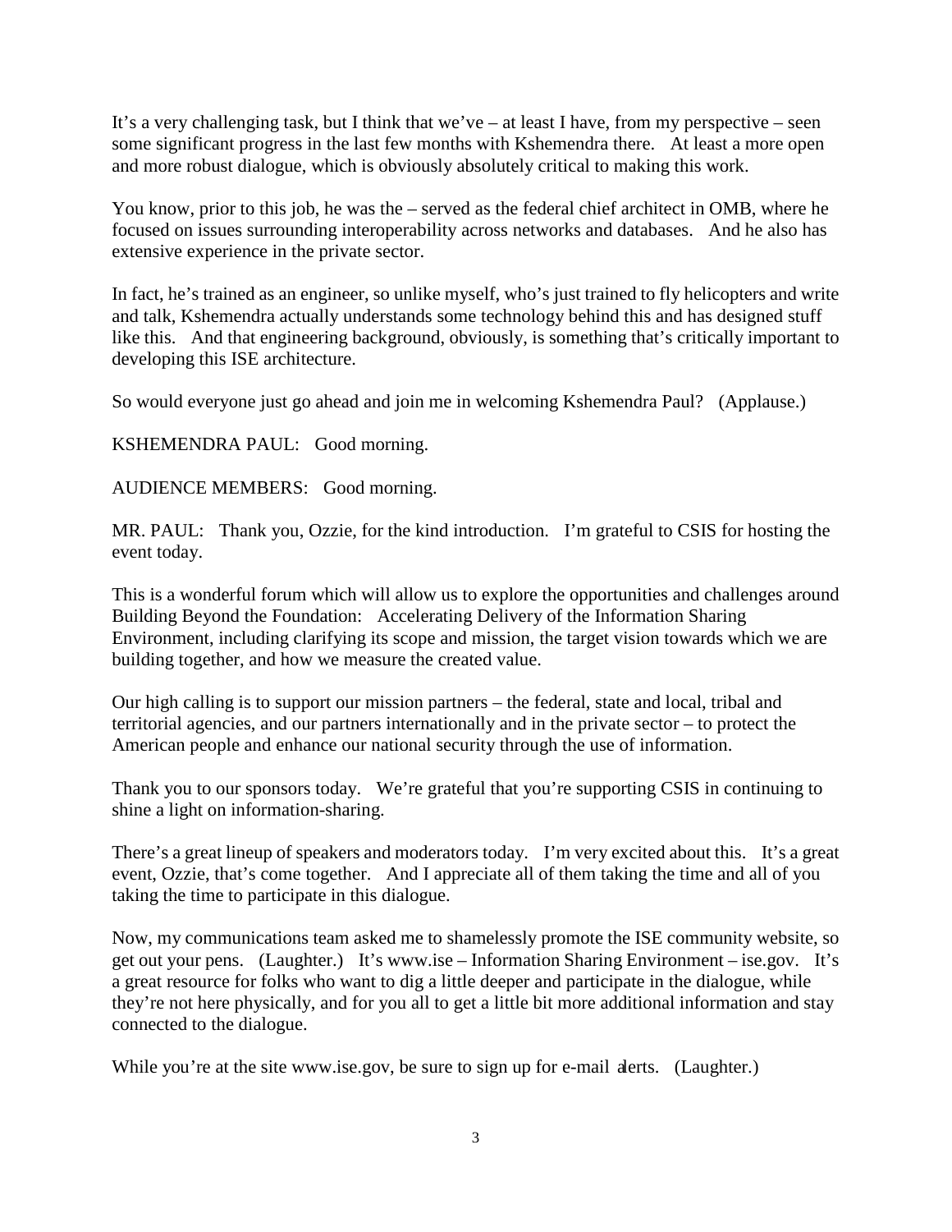It's a very challenging task, but I think that we've – at least I have, from my perspective – seen some significant progress in the last few months with Kshemendra there. At least a more open and more robust dialogue, which is obviously absolutely critical to making this work.

You know, prior to this job, he was the – served as the federal chief architect in OMB, where he focused on issues surrounding interoperability across networks and databases. And he also has extensive experience in the private sector.

In fact, he's trained as an engineer, so unlike myself, who's just trained to fly helicopters and write and talk, Kshemendra actually understands some technology behind this and has designed stuff like this. And that engineering background, obviously, is something that's critically important to developing this ISE architecture.

So would everyone just go ahead and join me in welcoming Kshemendra Paul? (Applause.)

KSHEMENDRA PAUL: Good morning.

AUDIENCE MEMBERS: Good morning.

MR. PAUL: Thank you, Ozzie, for the kind introduction. I'm grateful to CSIS for hosting the event today.

This is a wonderful forum which will allow us to explore the opportunities and challenges around Building Beyond the Foundation: Accelerating Delivery of the Information Sharing Environment, including clarifying its scope and mission, the target vision towards which we are building together, and how we measure the created value.

Our high calling is to support our mission partners – the federal, state and local, tribal and territorial agencies, and our partners internationally and in the private sector – to protect the American people and enhance our national security through the use of information.

Thank you to our sponsors today. We're grateful that you're supporting CSIS in continuing to shine a light on information-sharing.

There's a great lineup of speakers and moderators today. I'm very excited about this. It's a great event, Ozzie, that's come together. And I appreciate all of them taking the time and all of you taking the time to participate in this dialogue.

Now, my communications team asked me to shamelessly promote the ISE community website, so get out your pens. (Laughter.) It's www.ise – Information Sharing Environment – ise.gov. It's a great resource for folks who want to dig a little deeper and participate in the dialogue, while they're not here physically, and for you all to get a little bit more additional information and stay connected to the dialogue.

While you're at the site www.ise.gov, be sure to sign up for e-mail alerts. (Laughter.)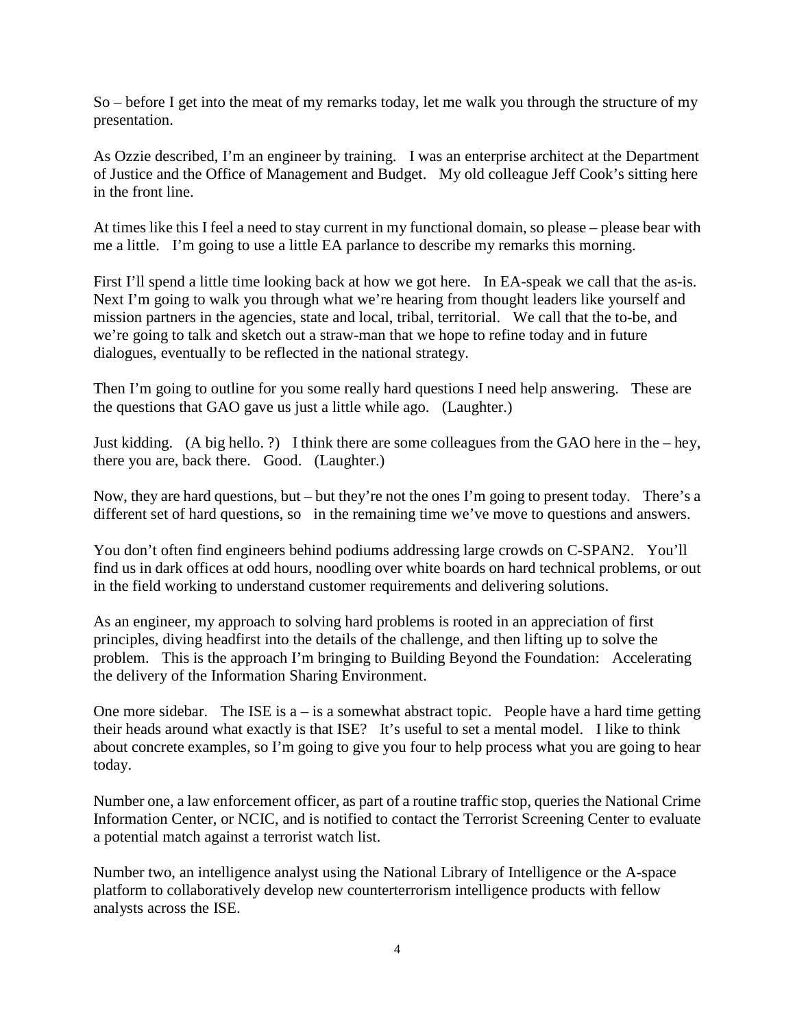So – before I get into the meat of my remarks today, let me walk you through the structure of my presentation.

As Ozzie described, I'm an engineer by training. I was an enterprise architect at the Department of Justice and the Office of Management and Budget. My old colleague Jeff Cook's sitting here in the front line.

At times like this I feel a need to stay current in my functional domain, so please – please bear with me a little. I'm going to use a little EA parlance to describe my remarks this morning.

First I'll spend a little time looking back at how we got here. In EA-speak we call that the as-is. Next I'm going to walk you through what we're hearing from thought leaders like yourself and mission partners in the agencies, state and local, tribal, territorial. We call that the to-be, and we're going to talk and sketch out a straw-man that we hope to refine today and in future dialogues, eventually to be reflected in the national strategy.

Then I'm going to outline for you some really hard questions I need help answering. These are the questions that GAO gave us just a little while ago. (Laughter.)

Just kidding. (A big hello. ?) I think there are some colleagues from the GAO here in the – hey, there you are, back there. Good. (Laughter.)

Now, they are hard questions, but – but they're not the ones I'm going to present today. There's a different set of hard questions, so in the remaining time we've move to questions and answers.

You don't often find engineers behind podiums addressing large crowds on C-SPAN2. You'll find us in dark offices at odd hours, noodling over white boards on hard technical problems, or out in the field working to understand customer requirements and delivering solutions.

As an engineer, my approach to solving hard problems is rooted in an appreciation of first principles, diving headfirst into the details of the challenge, and then lifting up to solve the problem. This is the approach I'm bringing to Building Beyond the Foundation: Accelerating the delivery of the Information Sharing Environment.

One more sidebar. The ISE is a – is a somewhat abstract topic. People have a hard time getting their heads around what exactly is that ISE? It's useful to set a mental model. I like to think about concrete examples, so I'm going to give you four to help process what you are going to hear today.

Number one, a law enforcement officer, as part of a routine traffic stop, queries the National Crime Information Center, or NCIC, and is notified to contact the Terrorist Screening Center to evaluate a potential match against a terrorist watch list.

Number two, an intelligence analyst using the National Library of Intelligence or the A-space platform to collaboratively develop new counterterrorism intelligence products with fellow analysts across the ISE.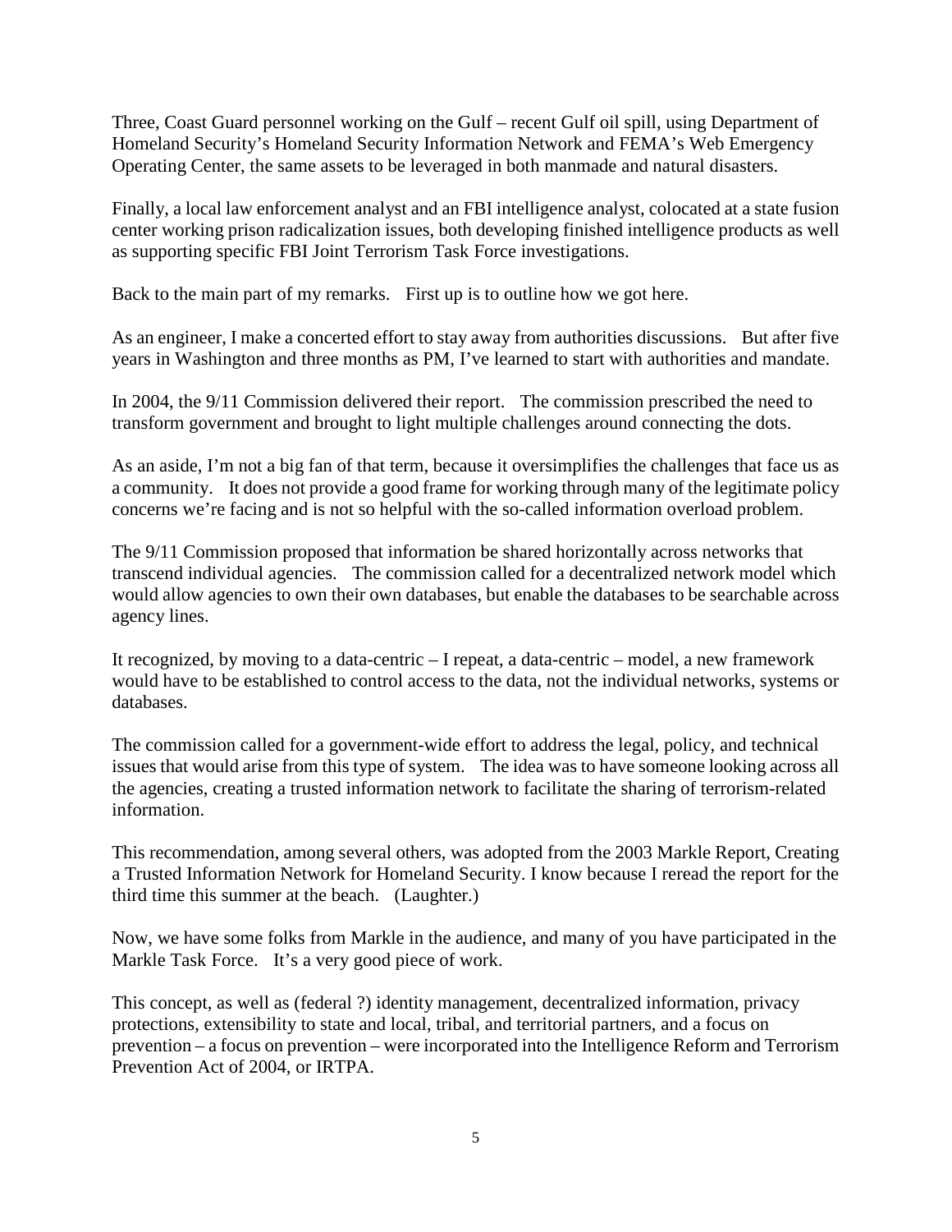Three, Coast Guard personnel working on the Gulf – recent Gulf oil spill, using Department of Homeland Security's Homeland Security Information Network and FEMA's Web Emergency Operating Center, the same assets to be leveraged in both manmade and natural disasters.

Finally, a local law enforcement analyst and an FBI intelligence analyst, colocated at a state fusion center working prison radicalization issues, both developing finished intelligence products as well as supporting specific FBI Joint Terrorism Task Force investigations.

Back to the main part of my remarks. First up is to outline how we got here.

As an engineer, I make a concerted effort to stay away from authorities discussions. But after five years in Washington and three months as PM, I've learned to start with authorities and mandate.

In 2004, the 9/11 Commission delivered their report. The commission prescribed the need to transform government and brought to light multiple challenges around connecting the dots.

As an aside, I'm not a big fan of that term, because it oversimplifies the challenges that face us as a community. It does not provide a good frame for working through many of the legitimate policy concerns we're facing and is not so helpful with the so-called information overload problem.

The 9/11 Commission proposed that information be shared horizontally across networks that transcend individual agencies. The commission called for a decentralized network model which would allow agencies to own their own databases, but enable the databases to be searchable across agency lines.

It recognized, by moving to a data-centric – I repeat, a data-centric – model, a new framework would have to be established to control access to the data, not the individual networks, systems or databases.

The commission called for a government-wide effort to address the legal, policy, and technical issues that would arise from this type of system. The idea was to have someone looking across all the agencies, creating a trusted information network to facilitate the sharing of terrorism-related information.

This recommendation, among several others, was adopted from the 2003 Markle Report, Creating a Trusted Information Network for Homeland Security. I know because I reread the report for the third time this summer at the beach. (Laughter.)

Now, we have some folks from Markle in the audience, and many of you have participated in the Markle Task Force. It's a very good piece of work.

This concept, as well as (federal ?) identity management, decentralized information, privacy protections, extensibility to state and local, tribal, and territorial partners, and a focus on prevention – a focus on prevention – were incorporated into the Intelligence Reform and Terrorism Prevention Act of 2004, or IRTPA.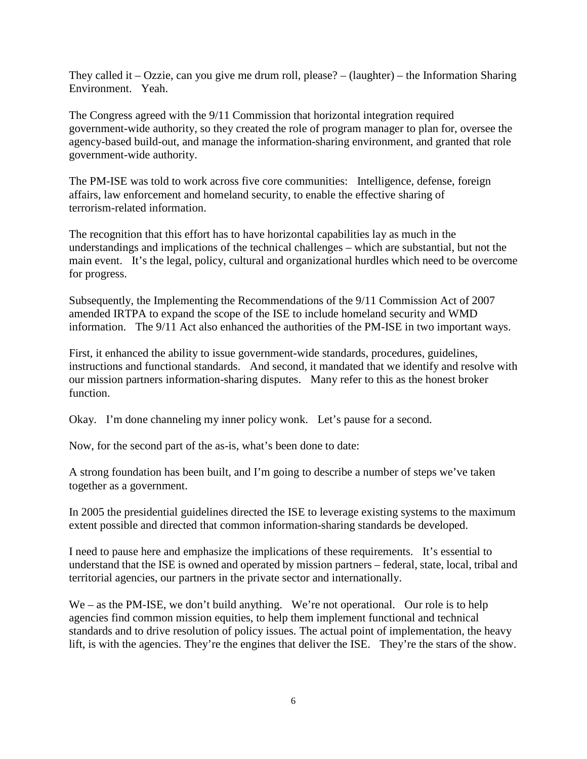They called it – Ozzie, can you give me drum roll, please? – (laughter) – the Information Sharing Environment. Yeah.

The Congress agreed with the 9/11 Commission that horizontal integration required government-wide authority, so they created the role of program manager to plan for, oversee the agency-based build-out, and manage the information-sharing environment, and granted that role government-wide authority.

The PM-ISE was told to work across five core communities: Intelligence, defense, foreign affairs, law enforcement and homeland security, to enable the effective sharing of terrorism-related information.

The recognition that this effort has to have horizontal capabilities lay as much in the understandings and implications of the technical challenges – which are substantial, but not the main event. It's the legal, policy, cultural and organizational hurdles which need to be overcome for progress.

Subsequently, the Implementing the Recommendations of the 9/11 Commission Act of 2007 amended IRTPA to expand the scope of the ISE to include homeland security and WMD information. The 9/11 Act also enhanced the authorities of the PM-ISE in two important ways.

First, it enhanced the ability to issue government-wide standards, procedures, guidelines, instructions and functional standards. And second, it mandated that we identify and resolve with our mission partners information-sharing disputes. Many refer to this as the honest broker function.

Okay. I'm done channeling my inner policy wonk. Let's pause for a second.

Now, for the second part of the as-is, what's been done to date:

A strong foundation has been built, and I'm going to describe a number of steps we've taken together as a government.

In 2005 the presidential guidelines directed the ISE to leverage existing systems to the maximum extent possible and directed that common information-sharing standards be developed.

I need to pause here and emphasize the implications of these requirements. It's essential to understand that the ISE is owned and operated by mission partners – federal, state, local, tribal and territorial agencies, our partners in the private sector and internationally.

We – as the PM-ISE, we don't build anything. We're not operational. Our role is to help agencies find common mission equities, to help them implement functional and technical standards and to drive resolution of policy issues. The actual point of implementation, the heavy lift, is with the agencies. They're the engines that deliver the ISE. They're the stars of the show.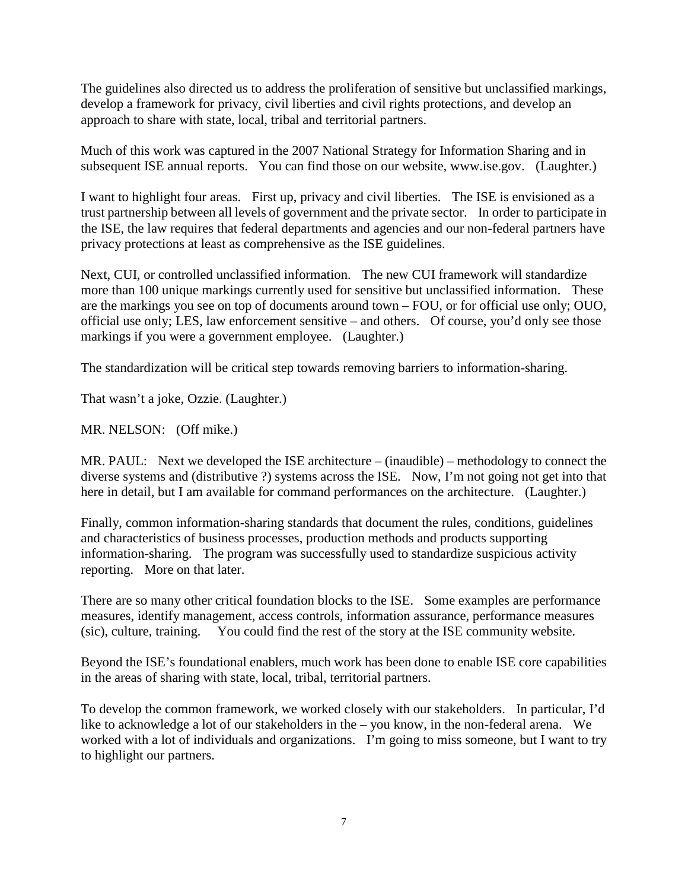The guidelines also directed us to address the proliferation of sensitive but unclassified markings, develop a framework for privacy, civil liberties and civil rights protections, and develop an approach to share with state, local, tribal and territorial partners.

Much of this work was captured in the 2007 National Strategy for Information Sharing and in subsequent ISE annual reports. You can find those on our website, www.ise.gov. (Laughter.)

I want to highlight four areas. First up, privacy and civil liberties. The ISE is envisioned as a trust partnership between all levels of government and the private sector. In order to participate in the ISE, the law requires that federal departments and agencies and our non-federal partners have privacy protections at least as comprehensive as the ISE guidelines.

Next, CUI, or controlled unclassified information. The new CUI framework will standardize more than 100 unique markings currently used for sensitive but unclassified information. These are the markings you see on top of documents around town – FOU, or for official use only; OUO, official use only; LES, law enforcement sensitive – and others. Of course, you'd only see those markings if you were a government employee. (Laughter.)

The standardization will be critical step towards removing barriers to information-sharing.

That wasn't a joke, Ozzie. (Laughter.)

MR. NELSON: (Off mike.)

MR. PAUL: Next we developed the ISE architecture – (inaudible) – methodology to connect the diverse systems and (distributive ?) systems across the ISE. Now, I'm not going not get into that here in detail, but I am available for command performances on the architecture. (Laughter.)

Finally, common information-sharing standards that document the rules, conditions, guidelines and characteristics of business processes, production methods and products supporting information-sharing. The program was successfully used to standardize suspicious activity reporting. More on that later.

There are so many other critical foundation blocks to the ISE. Some examples are performance measures, identify management, access controls, information assurance, performance measures (sic), culture, training. You could find the rest of the story at the ISE community website.

Beyond the ISE's foundational enablers, much work has been done to enable ISE core capabilities in the areas of sharing with state, local, tribal, territorial partners.

To develop the common framework, we worked closely with our stakeholders. In particular, I'd like to acknowledge a lot of our stakeholders in the – you know, in the non-federal arena. We worked with a lot of individuals and organizations. I'm going to miss someone, but I want to try to highlight our partners.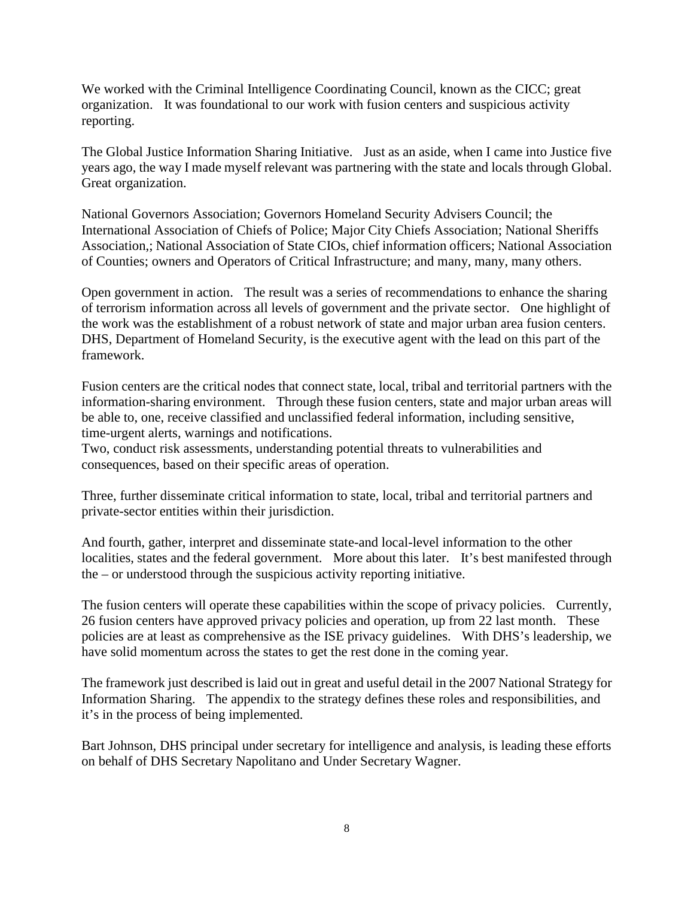We worked with the Criminal Intelligence Coordinating Council, known as the CICC; great organization. It was foundational to our work with fusion centers and suspicious activity reporting.

The Global Justice Information Sharing Initiative. Just as an aside, when I came into Justice five years ago, the way I made myself relevant was partnering with the state and locals through Global. Great organization.

National Governors Association; Governors Homeland Security Advisers Council; the International Association of Chiefs of Police; Major City Chiefs Association; National Sheriffs Association,; National Association of State CIOs, chief information officers; National Association of Counties; owners and Operators of Critical Infrastructure; and many, many, many others.

Open government in action. The result was a series of recommendations to enhance the sharing of terrorism information across all levels of government and the private sector. One highlight of the work was the establishment of a robust network of state and major urban area fusion centers. DHS, Department of Homeland Security, is the executive agent with the lead on this part of the framework.

Fusion centers are the critical nodes that connect state, local, tribal and territorial partners with the information-sharing environment. Through these fusion centers, state and major urban areas will be able to, one, receive classified and unclassified federal information, including sensitive, time-urgent alerts, warnings and notifications.
Two, conduct risk assessments, understanding potential threats to vulnerabilities and consequences, based on their specific areas of operation.

Three, further disseminate critical information to state, local, tribal and territorial partners and private-sector entities within their jurisdiction.

And fourth, gather, interpret and disseminate state-and local-level information to the other localities, states and the federal government. More about this later. It's best manifested through the – or understood through the suspicious activity reporting initiative.

The fusion centers will operate these capabilities within the scope of privacy policies. Currently, 26 fusion centers have approved privacy policies and operation, up from 22 last month. These policies are at least as comprehensive as the ISE privacy guidelines. With DHS's leadership, we have solid momentum across the states to get the rest done in the coming year.

The framework just described is laid out in great and useful detail in the 2007 National Strategy for Information Sharing. The appendix to the strategy defines these roles and responsibilities, and it's in the process of being implemented.

Bart Johnson, DHS principal under secretary for intelligence and analysis, is leading these efforts on behalf of DHS Secretary Napolitano and Under Secretary Wagner.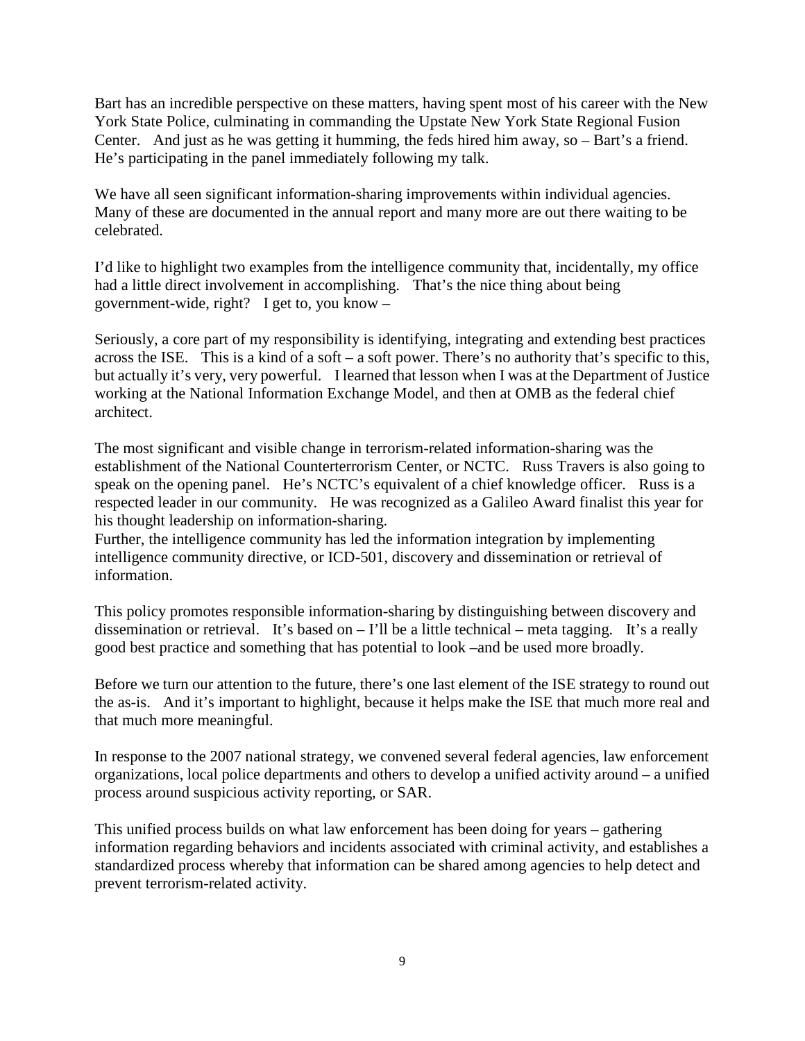Bart has an incredible perspective on these matters, having spent most of his career with the New York State Police, culminating in commanding the Upstate New York State Regional Fusion Center. And just as he was getting it humming, the feds hired him away, so – Bart's a friend. He's participating in the panel immediately following my talk.

We have all seen significant information-sharing improvements within individual agencies. Many of these are documented in the annual report and many more are out there waiting to be celebrated.

I'd like to highlight two examples from the intelligence community that, incidentally, my office had a little direct involvement in accomplishing. That's the nice thing about being government-wide, right? I get to, you know –

Seriously, a core part of my responsibility is identifying, integrating and extending best practices across the ISE. This is a kind of a soft – a soft power. There's no authority that's specific to this, but actually it's very, very powerful. I learned that lesson when I was at the Department of Justice working at the National Information Exchange Model, and then at OMB as the federal chief architect.

The most significant and visible change in terrorism-related information-sharing was the establishment of the National Counterterrorism Center, or NCTC. Russ Travers is also going to speak on the opening panel. He's NCTC's equivalent of a chief knowledge officer. Russ is a respected leader in our community. He was recognized as a Galileo Award finalist this year for his thought leadership on information-sharing.
Further, the intelligence community has led the information integration by implementing intelligence community directive, or ICD-501, discovery and dissemination or retrieval of information.

This policy promotes responsible information-sharing by distinguishing between discovery and dissemination or retrieval. It's based on – I'll be a little technical – meta tagging. It's a really good best practice and something that has potential to look –and be used more broadly.

Before we turn our attention to the future, there's one last element of the ISE strategy to round out the as-is. And it's important to highlight, because it helps make the ISE that much more real and that much more meaningful.

In response to the 2007 national strategy, we convened several federal agencies, law enforcement organizations, local police departments and others to develop a unified activity around – a unified process around suspicious activity reporting, or SAR.

This unified process builds on what law enforcement has been doing for years – gathering information regarding behaviors and incidents associated with criminal activity, and establishes a standardized process whereby that information can be shared among agencies to help detect and prevent terrorism-related activity.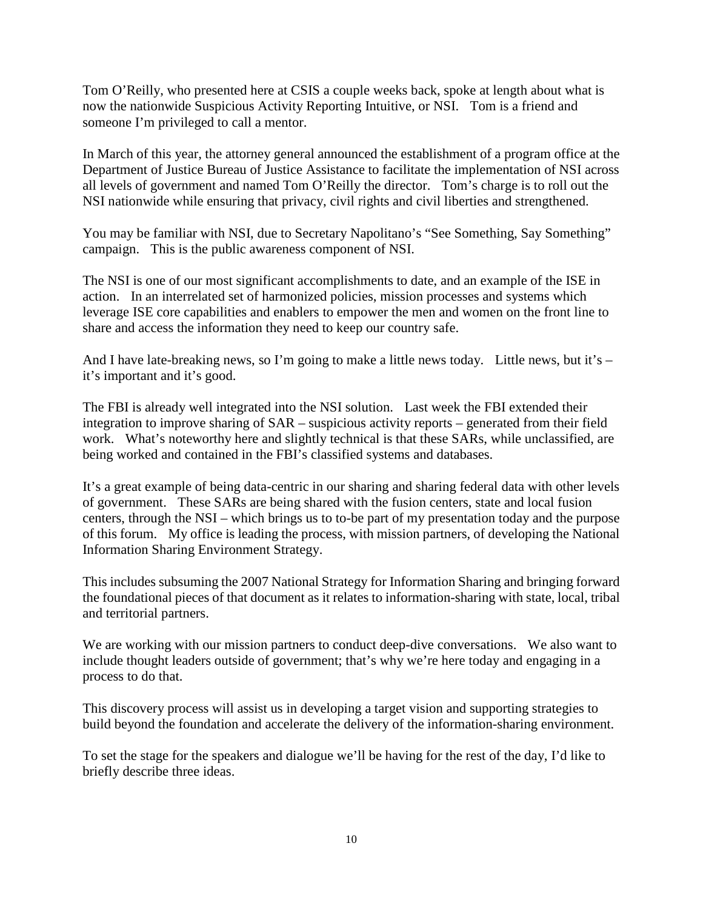Tom O'Reilly, who presented here at CSIS a couple weeks back, spoke at length about what is now the nationwide Suspicious Activity Reporting Intuitive, or NSI. Tom is a friend and someone I'm privileged to call a mentor.

In March of this year, the attorney general announced the establishment of a program office at the Department of Justice Bureau of Justice Assistance to facilitate the implementation of NSI across all levels of government and named Tom O'Reilly the director. Tom's charge is to roll out the NSI nationwide while ensuring that privacy, civil rights and civil liberties and strengthened.

You may be familiar with NSI, due to Secretary Napolitano's "See Something, Say Something" campaign. This is the public awareness component of NSI.

The NSI is one of our most significant accomplishments to date, and an example of the ISE in action. In an interrelated set of harmonized policies, mission processes and systems which leverage ISE core capabilities and enablers to empower the men and women on the front line to share and access the information they need to keep our country safe.

And I have late-breaking news, so I'm going to make a little news today. Little news, but it's – it's important and it's good.

The FBI is already well integrated into the NSI solution. Last week the FBI extended their integration to improve sharing of SAR – suspicious activity reports – generated from their field work. What's noteworthy here and slightly technical is that these SARs, while unclassified, are being worked and contained in the FBI's classified systems and databases.

It's a great example of being data-centric in our sharing and sharing federal data with other levels of government. These SARs are being shared with the fusion centers, state and local fusion centers, through the NSI – which brings us to to-be part of my presentation today and the purpose of this forum. My office is leading the process, with mission partners, of developing the National Information Sharing Environment Strategy.

This includes subsuming the 2007 National Strategy for Information Sharing and bringing forward the foundational pieces of that document as it relates to information-sharing with state, local, tribal and territorial partners.

We are working with our mission partners to conduct deep-dive conversations. We also want to include thought leaders outside of government; that's why we're here today and engaging in a process to do that.

This discovery process will assist us in developing a target vision and supporting strategies to build beyond the foundation and accelerate the delivery of the information-sharing environment.

To set the stage for the speakers and dialogue we'll be having for the rest of the day, I'd like to briefly describe three ideas.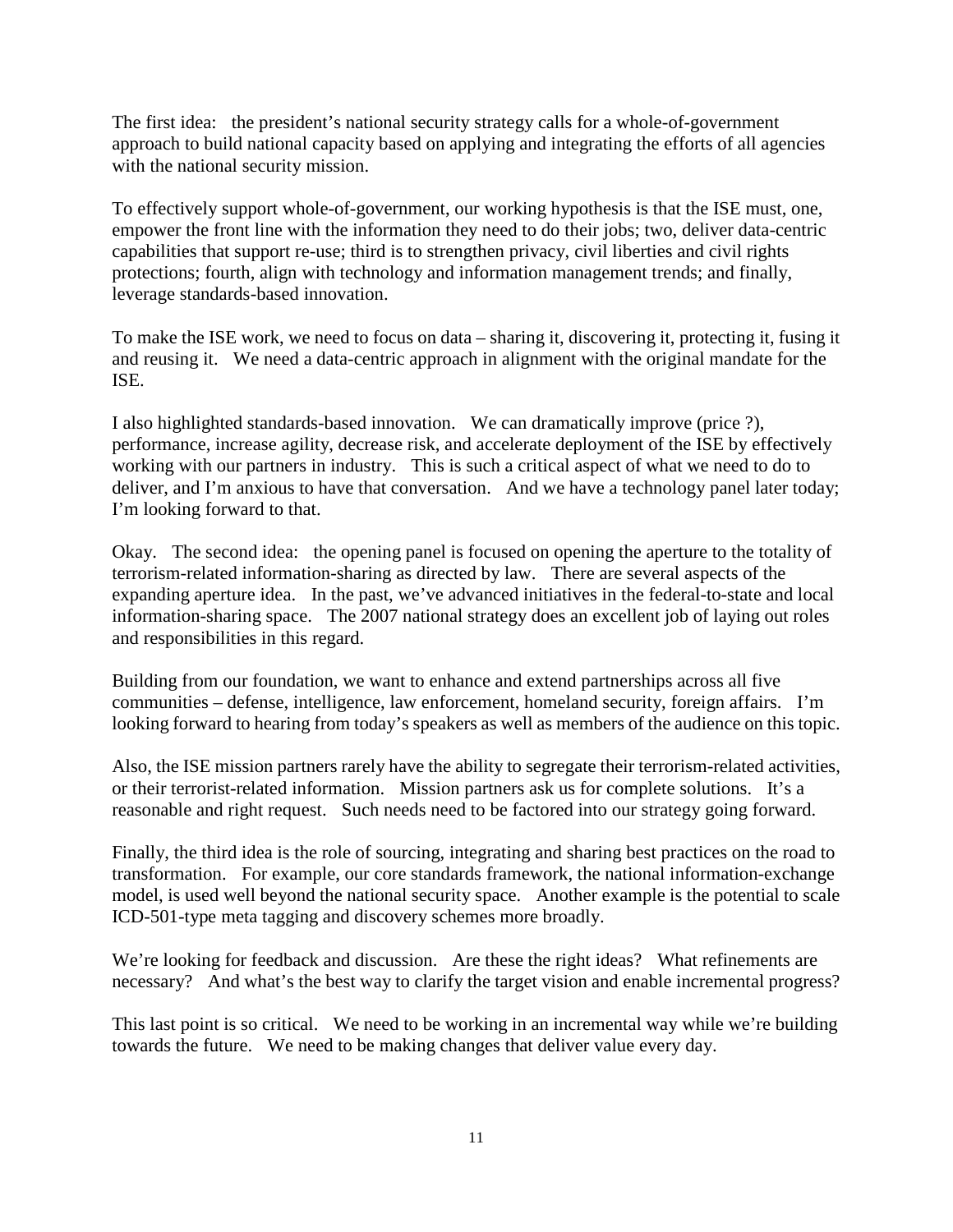The first idea: the president's national security strategy calls for a whole-of-government approach to build national capacity based on applying and integrating the efforts of all agencies with the national security mission.

To effectively support whole-of-government, our working hypothesis is that the ISE must, one, empower the front line with the information they need to do their jobs; two, deliver data-centric capabilities that support re-use; third is to strengthen privacy, civil liberties and civil rights protections; fourth, align with technology and information management trends; and finally, leverage standards-based innovation.

To make the ISE work, we need to focus on data – sharing it, discovering it, protecting it, fusing it and reusing it. We need a data-centric approach in alignment with the original mandate for the ISE.

I also highlighted standards-based innovation. We can dramatically improve (price ?), performance, increase agility, decrease risk, and accelerate deployment of the ISE by effectively working with our partners in industry. This is such a critical aspect of what we need to do to deliver, and I'm anxious to have that conversation. And we have a technology panel later today; I'm looking forward to that.

Okay. The second idea: the opening panel is focused on opening the aperture to the totality of terrorism-related information-sharing as directed by law. There are several aspects of the expanding aperture idea. In the past, we've advanced initiatives in the federal-to-state and local information-sharing space. The 2007 national strategy does an excellent job of laying out roles and responsibilities in this regard.

Building from our foundation, we want to enhance and extend partnerships across all five communities – defense, intelligence, law enforcement, homeland security, foreign affairs. I'm looking forward to hearing from today's speakers as well as members of the audience on this topic.

Also, the ISE mission partners rarely have the ability to segregate their terrorism-related activities, or their terrorist-related information. Mission partners ask us for complete solutions. It's a reasonable and right request. Such needs need to be factored into our strategy going forward.

Finally, the third idea is the role of sourcing, integrating and sharing best practices on the road to transformation. For example, our core standards framework, the national information-exchange model, is used well beyond the national security space. Another example is the potential to scale ICD-501-type meta tagging and discovery schemes more broadly.

We're looking for feedback and discussion. Are these the right ideas? What refinements are necessary? And what's the best way to clarify the target vision and enable incremental progress?

This last point is so critical. We need to be working in an incremental way while we're building towards the future. We need to be making changes that deliver value every day.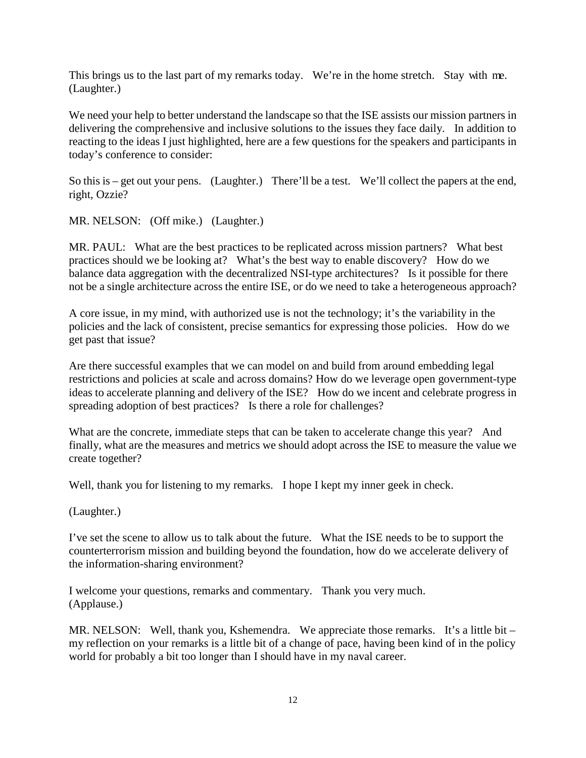This brings us to the last part of my remarks today. We're in the home stretch. Stay with me. (Laughter.)

We need your help to better understand the landscape so that the ISE assists our mission partners in delivering the comprehensive and inclusive solutions to the issues they face daily. In addition to reacting to the ideas I just highlighted, here are a few questions for the speakers and participants in today's conference to consider:

So this is – get out your pens. (Laughter.) There'll be a test. We'll collect the papers at the end, right, Ozzie?

MR. NELSON: (Off mike.) (Laughter.)

MR. PAUL: What are the best practices to be replicated across mission partners? What best practices should we be looking at? What's the best way to enable discovery? How do we balance data aggregation with the decentralized NSI-type architectures? Is it possible for there not be a single architecture across the entire ISE, or do we need to take a heterogeneous approach?

A core issue, in my mind, with authorized use is not the technology; it's the variability in the policies and the lack of consistent, precise semantics for expressing those policies. How do we get past that issue?

Are there successful examples that we can model on and build from around embedding legal restrictions and policies at scale and across domains? How do we leverage open government-type ideas to accelerate planning and delivery of the ISE? How do we incent and celebrate progress in spreading adoption of best practices? Is there a role for challenges?

What are the concrete, immediate steps that can be taken to accelerate change this year? And finally, what are the measures and metrics we should adopt across the ISE to measure the value we create together?

Well, thank you for listening to my remarks. I hope I kept my inner geek in check.

(Laughter.)

I've set the scene to allow us to talk about the future. What the ISE needs to be to support the counterterrorism mission and building beyond the foundation, how do we accelerate delivery of the information-sharing environment?

I welcome your questions, remarks and commentary. Thank you very much. (Applause.)

MR. NELSON: Well, thank you, Kshemendra. We appreciate those remarks. It's a little bit – my reflection on your remarks is a little bit of a change of pace, having been kind of in the policy world for probably a bit too longer than I should have in my naval career.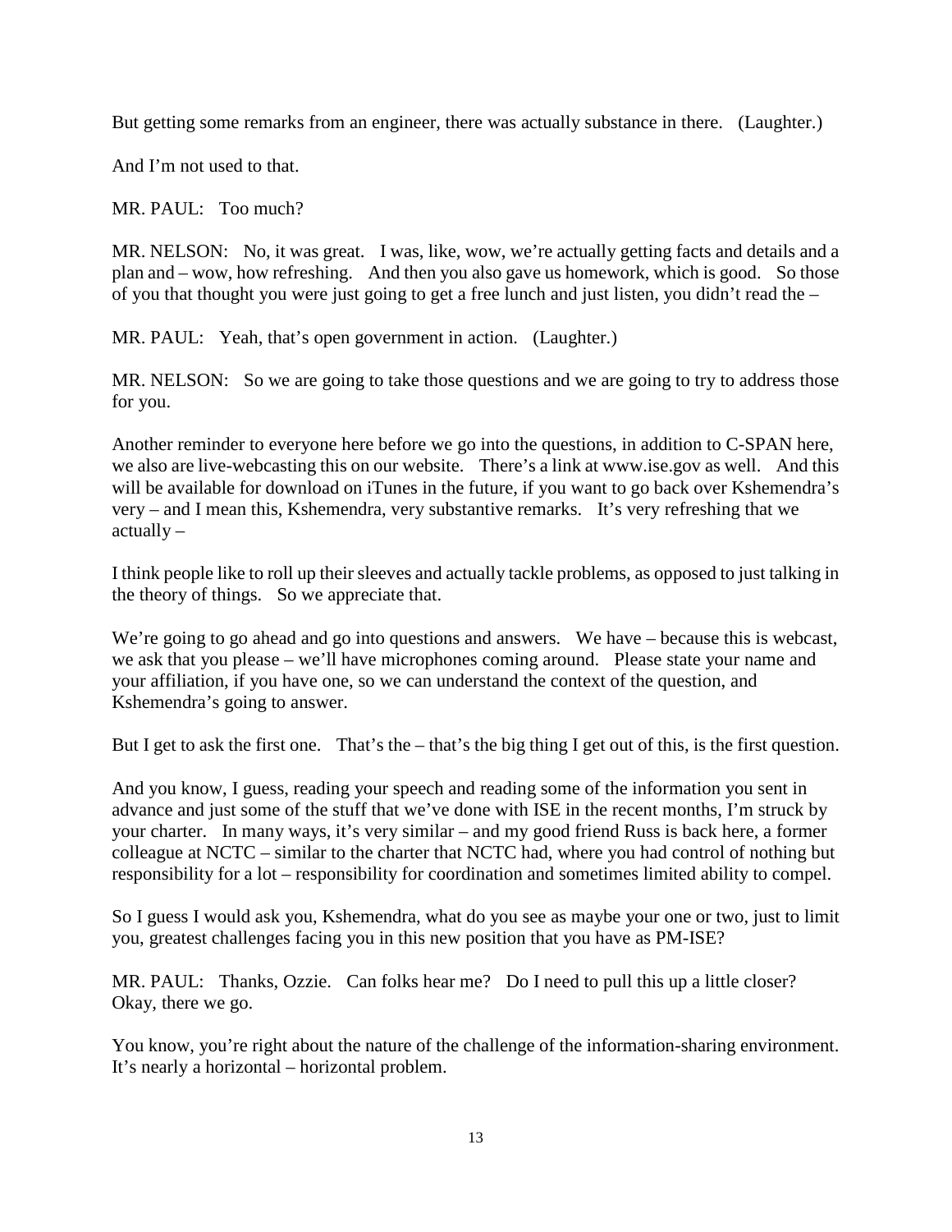But getting some remarks from an engineer, there was actually substance in there. (Laughter.)

And I'm not used to that.

MR. PAUL: Too much?

MR. NELSON: No, it was great. I was, like, wow, we're actually getting facts and details and a plan and – wow, how refreshing. And then you also gave us homework, which is good. So those of you that thought you were just going to get a free lunch and just listen, you didn't read the –

MR. PAUL: Yeah, that's open government in action. (Laughter.)

MR. NELSON: So we are going to take those questions and we are going to try to address those for you.

Another reminder to everyone here before we go into the questions, in addition to C-SPAN here, we also are live-webcasting this on our website. There's a link at www.ise.gov as well. And this will be available for download on iTunes in the future, if you want to go back over Kshemendra's very – and I mean this, Kshemendra, very substantive remarks. It's very refreshing that we actually –

I think people like to roll up their sleeves and actually tackle problems, as opposed to just talking in the theory of things. So we appreciate that.

We're going to go ahead and go into questions and answers. We have – because this is webcast, we ask that you please – we'll have microphones coming around. Please state your name and your affiliation, if you have one, so we can understand the context of the question, and Kshemendra's going to answer.

But I get to ask the first one. That's the – that's the big thing I get out of this, is the first question.

And you know, I guess, reading your speech and reading some of the information you sent in advance and just some of the stuff that we've done with ISE in the recent months, I'm struck by your charter. In many ways, it's very similar – and my good friend Russ is back here, a former colleague at NCTC – similar to the charter that NCTC had, where you had control of nothing but responsibility for a lot – responsibility for coordination and sometimes limited ability to compel.

So I guess I would ask you, Kshemendra, what do you see as maybe your one or two, just to limit you, greatest challenges facing you in this new position that you have as PM-ISE?

MR. PAUL: Thanks, Ozzie. Can folks hear me? Do I need to pull this up a little closer? Okay, there we go.

You know, you're right about the nature of the challenge of the information-sharing environment. It's nearly a horizontal – horizontal problem.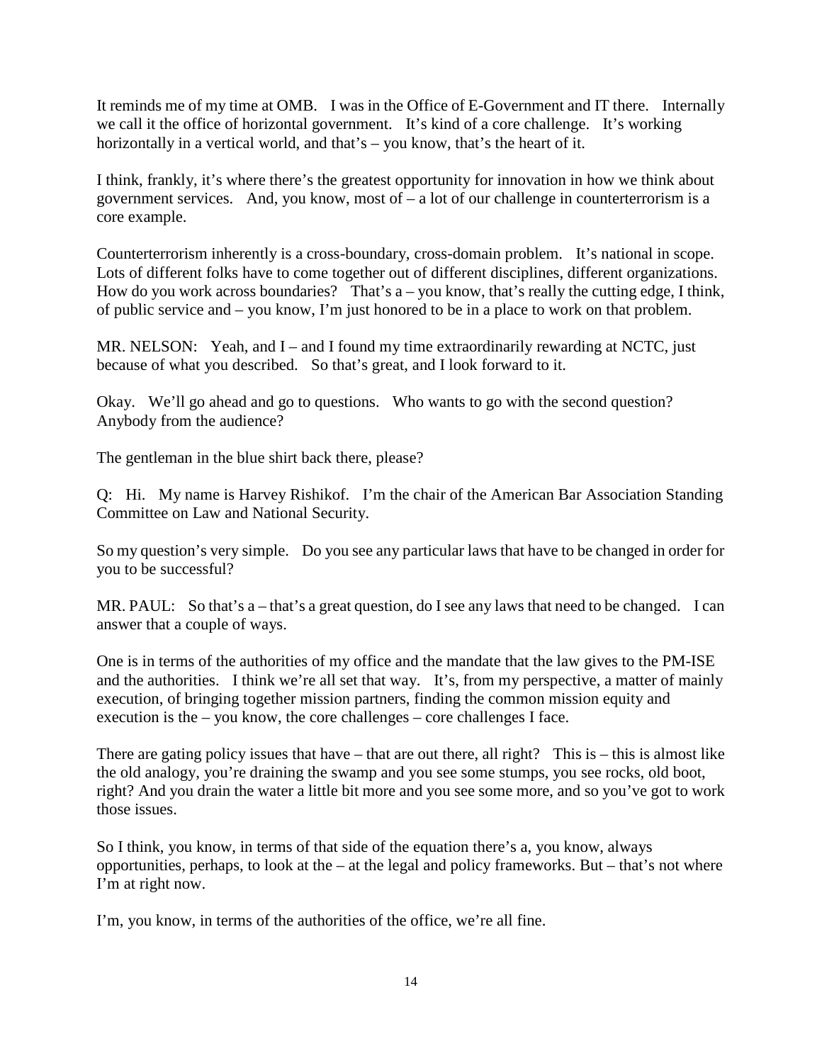It reminds me of my time at OMB. I was in the Office of E-Government and IT there. Internally we call it the office of horizontal government. It's kind of a core challenge. It's working horizontally in a vertical world, and that's – you know, that's the heart of it.

I think, frankly, it's where there's the greatest opportunity for innovation in how we think about government services. And, you know, most of – a lot of our challenge in counterterrorism is a core example.

Counterterrorism inherently is a cross-boundary, cross-domain problem. It's national in scope. Lots of different folks have to come together out of different disciplines, different organizations. How do you work across boundaries? That's a – you know, that's really the cutting edge, I think, of public service and – you know, I'm just honored to be in a place to work on that problem.

MR. NELSON: Yeah, and I – and I found my time extraordinarily rewarding at NCTC, just because of what you described. So that's great, and I look forward to it.

Okay. We'll go ahead and go to questions. Who wants to go with the second question? Anybody from the audience?

The gentleman in the blue shirt back there, please?

Q: Hi. My name is Harvey Rishikof. I'm the chair of the American Bar Association Standing Committee on Law and National Security.

So my question's very simple. Do you see any particular laws that have to be changed in order for you to be successful?

MR. PAUL: So that's a – that's a great question, do I see any laws that need to be changed. I can answer that a couple of ways.

One is in terms of the authorities of my office and the mandate that the law gives to the PM-ISE and the authorities. I think we're all set that way. It's, from my perspective, a matter of mainly execution, of bringing together mission partners, finding the common mission equity and execution is the – you know, the core challenges – core challenges I face.

There are gating policy issues that have – that are out there, all right? This is – this is almost like the old analogy, you're draining the swamp and you see some stumps, you see rocks, old boot, right? And you drain the water a little bit more and you see some more, and so you've got to work those issues.

So I think, you know, in terms of that side of the equation there's a, you know, always opportunities, perhaps, to look at the – at the legal and policy frameworks. But – that's not where I'm at right now.

I'm, you know, in terms of the authorities of the office, we're all fine.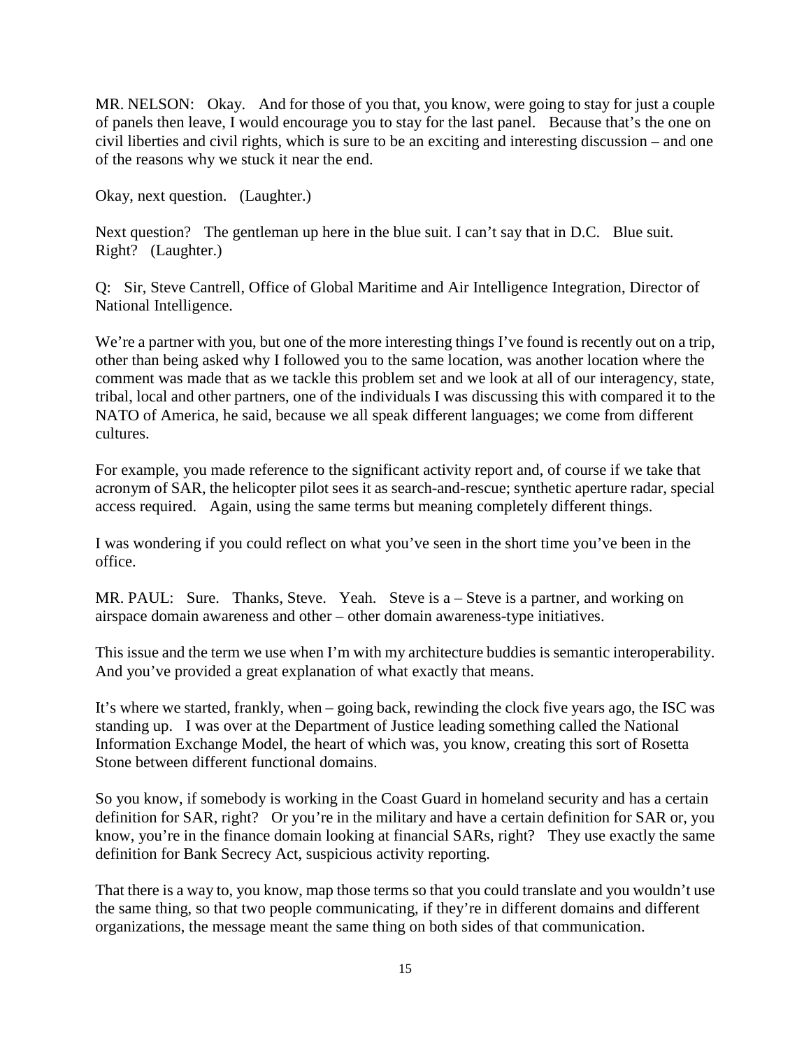MR. NELSON: Okay. And for those of you that, you know, were going to stay for just a couple of panels then leave, I would encourage you to stay for the last panel. Because that's the one on civil liberties and civil rights, which is sure to be an exciting and interesting discussion – and one of the reasons why we stuck it near the end.

Okay, next question. (Laughter.)

Next question? The gentleman up here in the blue suit. I can't say that in D.C. Blue suit. Right? (Laughter.)

Q: Sir, Steve Cantrell, Office of Global Maritime and Air Intelligence Integration, Director of National Intelligence.

We're a partner with you, but one of the more interesting things I've found is recently out on a trip, other than being asked why I followed you to the same location, was another location where the comment was made that as we tackle this problem set and we look at all of our interagency, state, tribal, local and other partners, one of the individuals I was discussing this with compared it to the NATO of America, he said, because we all speak different languages; we come from different cultures.

For example, you made reference to the significant activity report and, of course if we take that acronym of SAR, the helicopter pilot sees it as search-and-rescue; synthetic aperture radar, special access required. Again, using the same terms but meaning completely different things.

I was wondering if you could reflect on what you've seen in the short time you've been in the office.

MR. PAUL: Sure. Thanks, Steve. Yeah. Steve is a – Steve is a partner, and working on airspace domain awareness and other – other domain awareness-type initiatives.

This issue and the term we use when I'm with my architecture buddies is semantic interoperability. And you've provided a great explanation of what exactly that means.

It's where we started, frankly, when – going back, rewinding the clock five years ago, the ISC was standing up. I was over at the Department of Justice leading something called the National Information Exchange Model, the heart of which was, you know, creating this sort of Rosetta Stone between different functional domains.

So you know, if somebody is working in the Coast Guard in homeland security and has a certain definition for SAR, right? Or you're in the military and have a certain definition for SAR or, you know, you're in the finance domain looking at financial SARs, right? They use exactly the same definition for Bank Secrecy Act, suspicious activity reporting.

That there is a way to, you know, map those terms so that you could translate and you wouldn't use the same thing, so that two people communicating, if they're in different domains and different organizations, the message meant the same thing on both sides of that communication.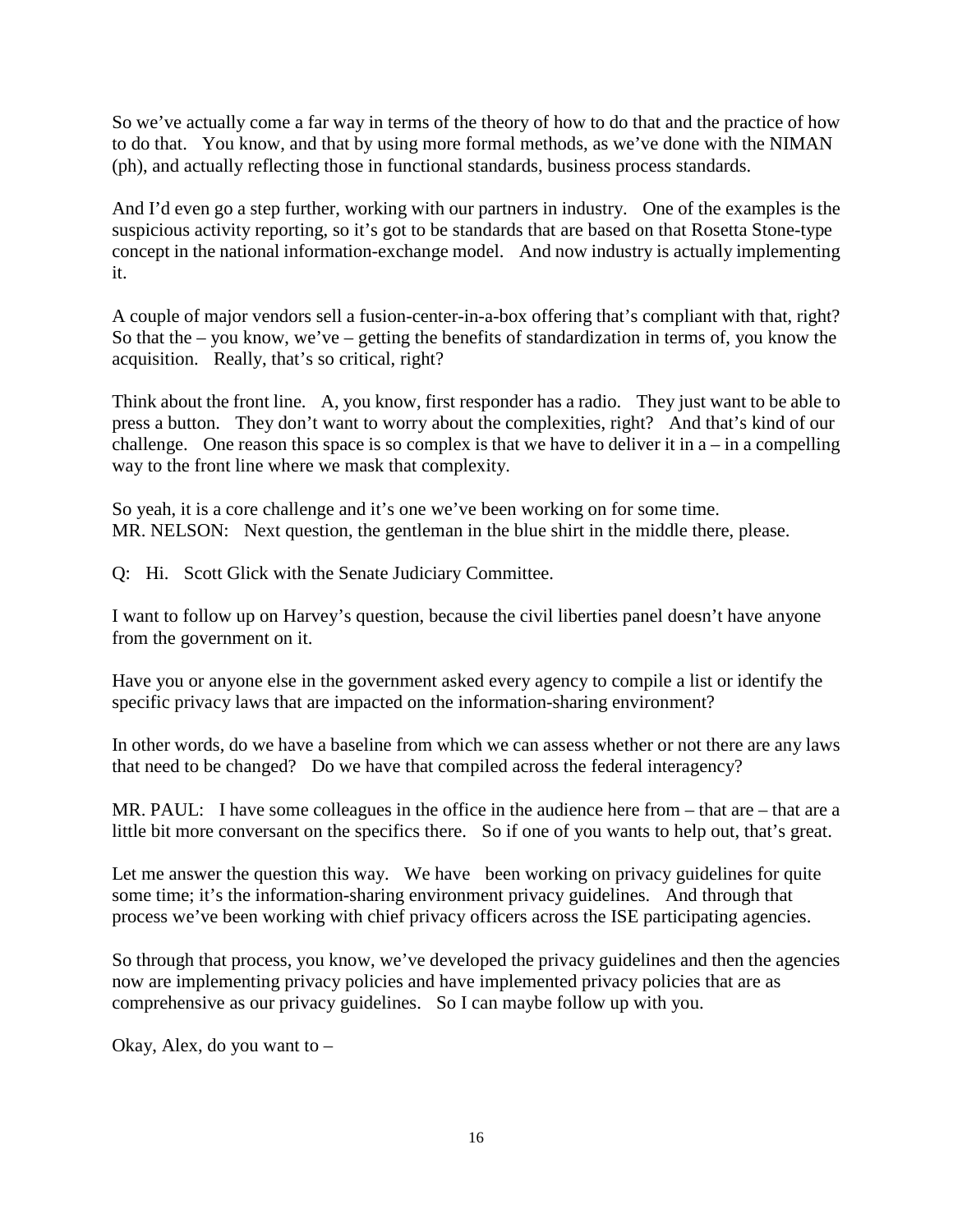So we've actually come a far way in terms of the theory of how to do that and the practice of how to do that. You know, and that by using more formal methods, as we've done with the NIMAN (ph), and actually reflecting those in functional standards, business process standards.

And I'd even go a step further, working with our partners in industry. One of the examples is the suspicious activity reporting, so it's got to be standards that are based on that Rosetta Stone-type concept in the national information-exchange model. And now industry is actually implementing it.

A couple of major vendors sell a fusion-center-in-a-box offering that's compliant with that, right? So that the – you know, we've – getting the benefits of standardization in terms of, you know the acquisition. Really, that's so critical, right?

Think about the front line. A, you know, first responder has a radio. They just want to be able to press a button. They don't want to worry about the complexities, right? And that's kind of our challenge. One reason this space is so complex is that we have to deliver it in a – in a compelling way to the front line where we mask that complexity.

So yeah, it is a core challenge and it's one we've been working on for some time.
MR. NELSON: Next question, the gentleman in the blue shirt in the middle there, please.

Q: Hi. Scott Glick with the Senate Judiciary Committee.

I want to follow up on Harvey's question, because the civil liberties panel doesn't have anyone from the government on it.

Have you or anyone else in the government asked every agency to compile a list or identify the specific privacy laws that are impacted on the information-sharing environment?

In other words, do we have a baseline from which we can assess whether or not there are any laws that need to be changed? Do we have that compiled across the federal interagency?

MR. PAUL: I have some colleagues in the office in the audience here from – that are – that are a little bit more conversant on the specifics there. So if one of you wants to help out, that's great.

Let me answer the question this way. We have been working on privacy guidelines for quite some time; it's the information-sharing environment privacy guidelines. And through that process we've been working with chief privacy officers across the ISE participating agencies.

So through that process, you know, we've developed the privacy guidelines and then the agencies now are implementing privacy policies and have implemented privacy policies that are as comprehensive as our privacy guidelines. So I can maybe follow up with you.

Okay, Alex, do you want to –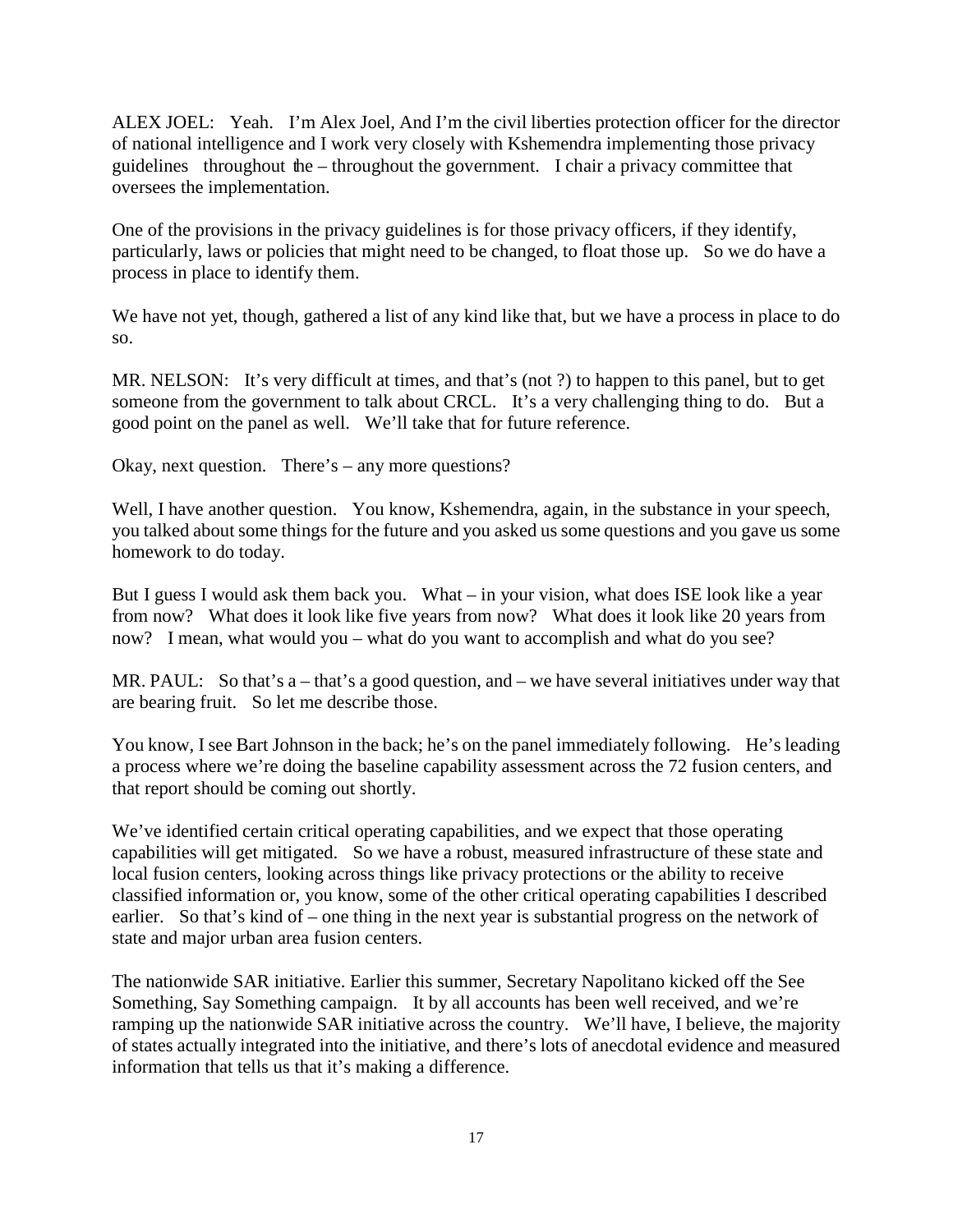ALEX JOEL: Yeah. I'm Alex Joel, And I'm the civil liberties protection officer for the director of national intelligence and I work very closely with Kshemendra implementing those privacy guidelines throughout the – throughout the government. I chair a privacy committee that oversees the implementation.

One of the provisions in the privacy guidelines is for those privacy officers, if they identify, particularly, laws or policies that might need to be changed, to float those up. So we do have a process in place to identify them.

We have not yet, though, gathered a list of any kind like that, but we have a process in place to do so.

MR. NELSON: It's very difficult at times, and that's (not ?) to happen to this panel, but to get someone from the government to talk about CRCL. It's a very challenging thing to do. But a good point on the panel as well. We'll take that for future reference.

Okay, next question. There's – any more questions?

Well, I have another question. You know, Kshemendra, again, in the substance in your speech, you talked about some things for the future and you asked us some questions and you gave us some homework to do today.

But I guess I would ask them back you. What – in your vision, what does ISE look like a year from now? What does it look like five years from now? What does it look like 20 years from now? I mean, what would you – what do you want to accomplish and what do you see?

MR. PAUL: So that's a – that's a good question, and – we have several initiatives under way that are bearing fruit. So let me describe those.

You know, I see Bart Johnson in the back; he's on the panel immediately following. He's leading a process where we're doing the baseline capability assessment across the 72 fusion centers, and that report should be coming out shortly.

We've identified certain critical operating capabilities, and we expect that those operating capabilities will get mitigated. So we have a robust, measured infrastructure of these state and local fusion centers, looking across things like privacy protections or the ability to receive classified information or, you know, some of the other critical operating capabilities I described earlier. So that's kind of – one thing in the next year is substantial progress on the network of state and major urban area fusion centers.

The nationwide SAR initiative. Earlier this summer, Secretary Napolitano kicked off the See Something, Say Something campaign. It by all accounts has been well received, and we're ramping up the nationwide SAR initiative across the country. We'll have, I believe, the majority of states actually integrated into the initiative, and there's lots of anecdotal evidence and measured information that tells us that it's making a difference.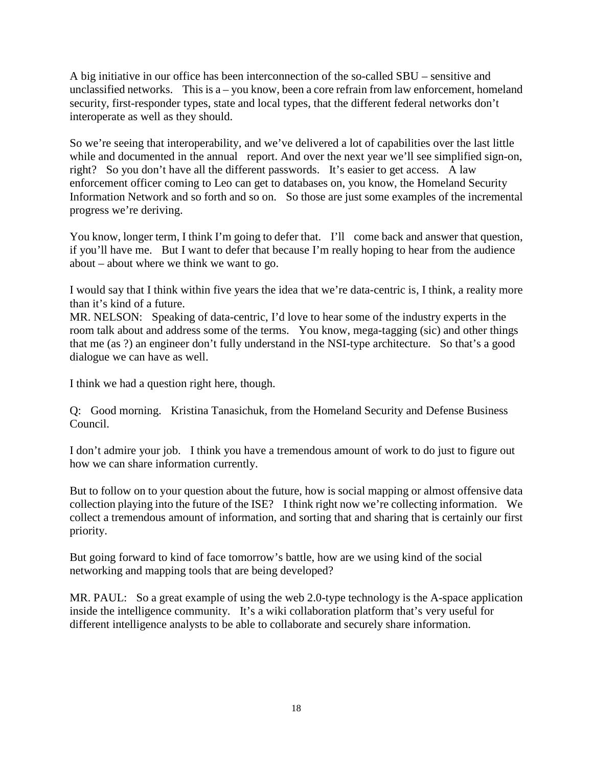A big initiative in our office has been interconnection of the so-called SBU – sensitive and unclassified networks. This is a – you know, been a core refrain from law enforcement, homeland security, first-responder types, state and local types, that the different federal networks don't interoperate as well as they should.

So we're seeing that interoperability, and we've delivered a lot of capabilities over the last little while and documented in the annual report. And over the next year we'll see simplified sign-on, right? So you don't have all the different passwords. It's easier to get access. A law enforcement officer coming to Leo can get to databases on, you know, the Homeland Security Information Network and so forth and so on. So those are just some examples of the incremental progress we're deriving.

You know, longer term, I think I'm going to defer that. I'll come back and answer that question, if you'll have me. But I want to defer that because I'm really hoping to hear from the audience about – about where we think we want to go.

I would say that I think within five years the idea that we're data-centric is, I think, a reality more than it's kind of a future.

MR. NELSON: Speaking of data-centric, I'd love to hear some of the industry experts in the room talk about and address some of the terms. You know, mega-tagging (sic) and other things that me (as ?) an engineer don't fully understand in the NSI-type architecture. So that's a good dialogue we can have as well.

I think we had a question right here, though.

Q: Good morning. Kristina Tanasichuk, from the Homeland Security and Defense Business Council.

I don't admire your job. I think you have a tremendous amount of work to do just to figure out how we can share information currently.

But to follow on to your question about the future, how is social mapping or almost offensive data collection playing into the future of the ISE? I think right now we're collecting information. We collect a tremendous amount of information, and sorting that and sharing that is certainly our first priority.

But going forward to kind of face tomorrow's battle, how are we using kind of the social networking and mapping tools that are being developed?

MR. PAUL: So a great example of using the web 2.0-type technology is the A-space application inside the intelligence community. It's a wiki collaboration platform that's very useful for different intelligence analysts to be able to collaborate and securely share information.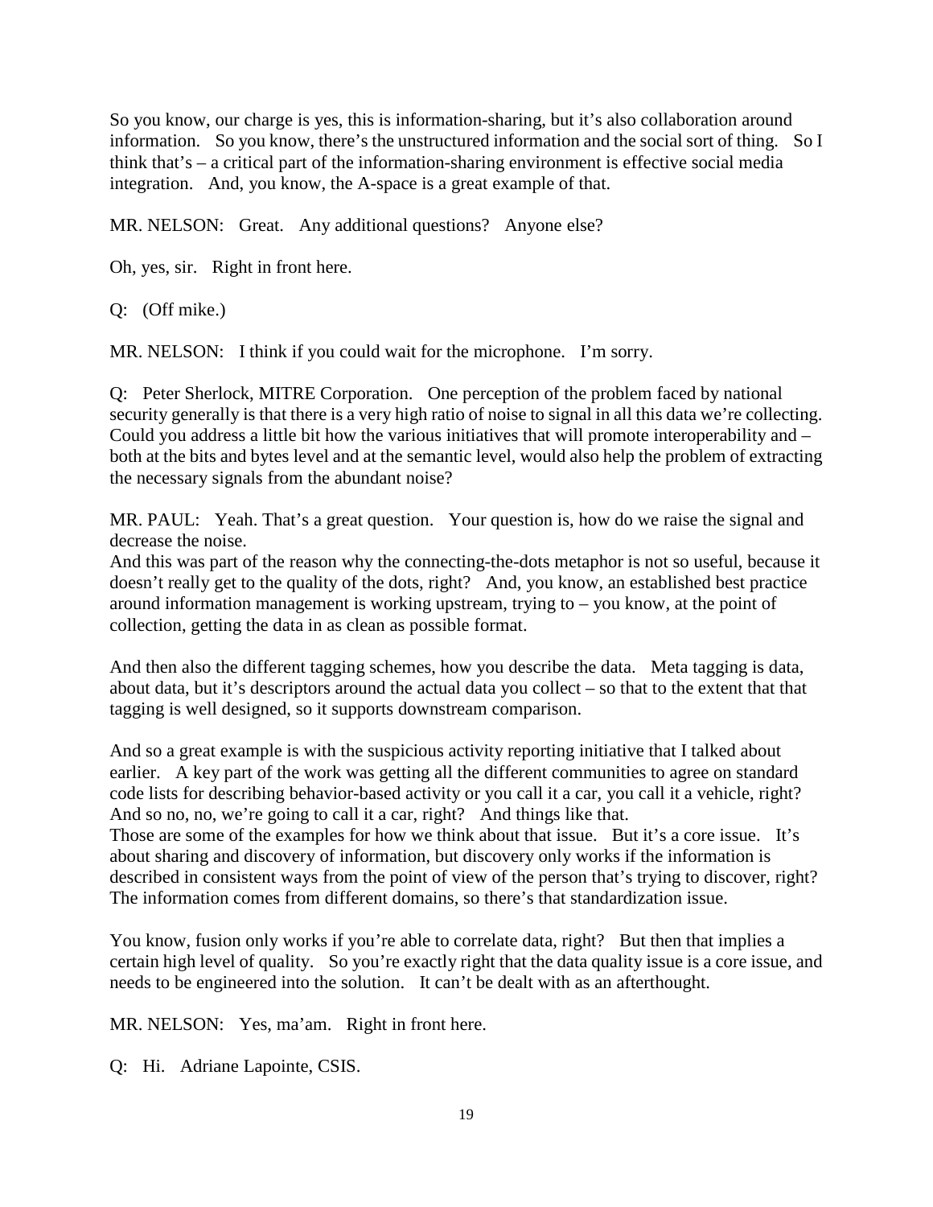So you know, our charge is yes, this is information-sharing, but it's also collaboration around information. So you know, there's the unstructured information and the social sort of thing. So I think that's – a critical part of the information-sharing environment is effective social media integration. And, you know, the A-space is a great example of that.

MR. NELSON: Great. Any additional questions? Anyone else?

Oh, yes, sir. Right in front here.

Q: (Off mike.)

MR. NELSON: I think if you could wait for the microphone. I'm sorry.

Q: Peter Sherlock, MITRE Corporation. One perception of the problem faced by national security generally is that there is a very high ratio of noise to signal in all this data we're collecting. Could you address a little bit how the various initiatives that will promote interoperability and – both at the bits and bytes level and at the semantic level, would also help the problem of extracting the necessary signals from the abundant noise?

MR. PAUL: Yeah. That's a great question. Your question is, how do we raise the signal and decrease the noise.

And this was part of the reason why the connecting-the-dots metaphor is not so useful, because it doesn't really get to the quality of the dots, right? And, you know, an established best practice around information management is working upstream, trying to – you know, at the point of collection, getting the data in as clean as possible format.

And then also the different tagging schemes, how you describe the data. Meta tagging is data, about data, but it's descriptors around the actual data you collect – so that to the extent that that tagging is well designed, so it supports downstream comparison.

And so a great example is with the suspicious activity reporting initiative that I talked about earlier. A key part of the work was getting all the different communities to agree on standard code lists for describing behavior-based activity or you call it a car, you call it a vehicle, right? And so no, no, we're going to call it a car, right? And things like that.

Those are some of the examples for how we think about that issue. But it's a core issue. It's about sharing and discovery of information, but discovery only works if the information is described in consistent ways from the point of view of the person that's trying to discover, right? The information comes from different domains, so there's that standardization issue.

You know, fusion only works if you're able to correlate data, right? But then that implies a certain high level of quality. So you're exactly right that the data quality issue is a core issue, and needs to be engineered into the solution. It can't be dealt with as an afterthought.

MR. NELSON: Yes, ma'am. Right in front here.

Q: Hi. Adriane Lapointe, CSIS.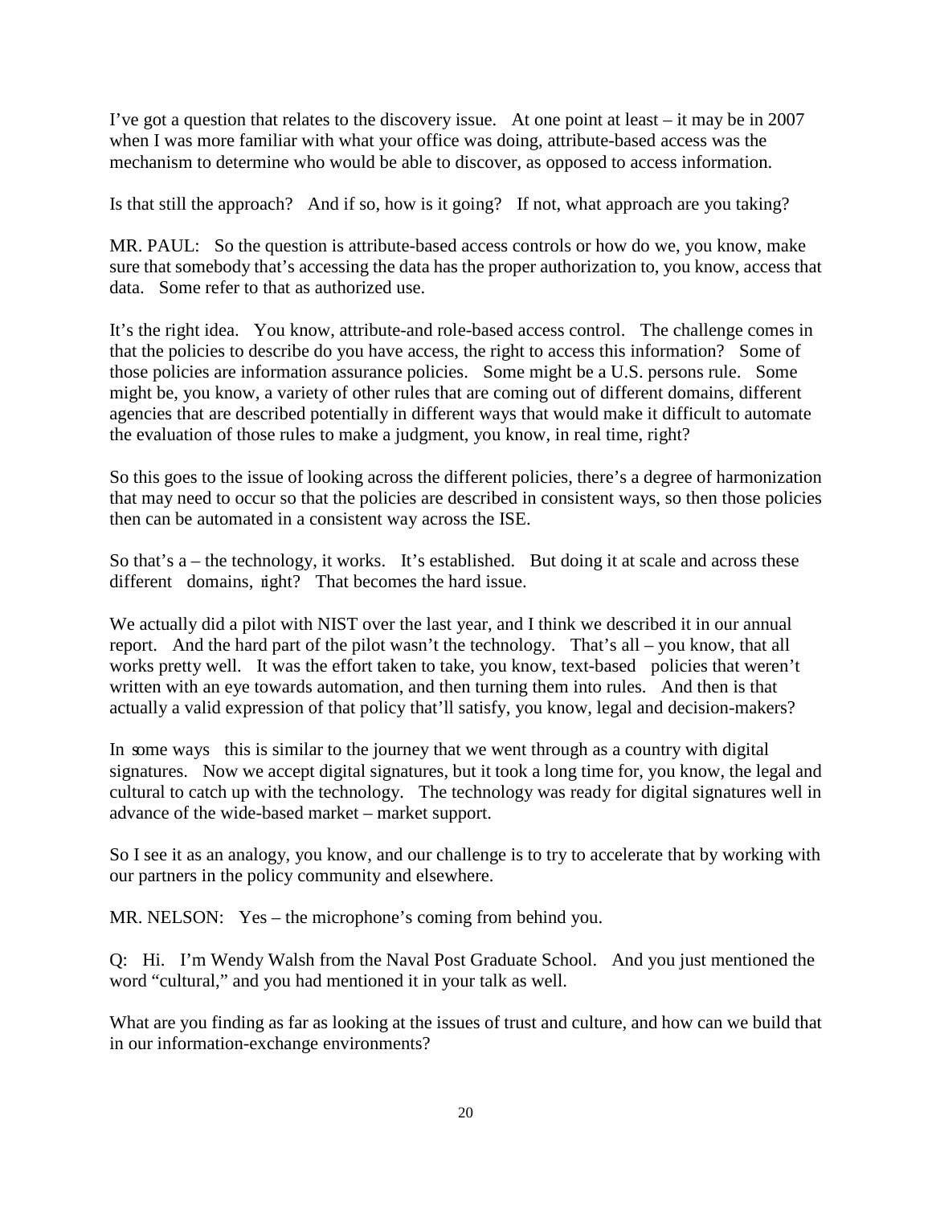I've got a question that relates to the discovery issue. At one point at least – it may be in 2007 when I was more familiar with what your office was doing, attribute-based access was the mechanism to determine who would be able to discover, as opposed to access information.

Is that still the approach? And if so, how is it going? If not, what approach are you taking?

MR. PAUL: So the question is attribute-based access controls or how do we, you know, make sure that somebody that's accessing the data has the proper authorization to, you know, access that data. Some refer to that as authorized use.

It's the right idea. You know, attribute-and role-based access control. The challenge comes in that the policies to describe do you have access, the right to access this information? Some of those policies are information assurance policies. Some might be a U.S. persons rule. Some might be, you know, a variety of other rules that are coming out of different domains, different agencies that are described potentially in different ways that would make it difficult to automate the evaluation of those rules to make a judgment, you know, in real time, right?

So this goes to the issue of looking across the different policies, there's a degree of harmonization that may need to occur so that the policies are described in consistent ways, so then those policies then can be automated in a consistent way across the ISE.

So that's a – the technology, it works. It's established. But doing it at scale and across these different domains, right? That becomes the hard issue.

We actually did a pilot with NIST over the last year, and I think we described it in our annual report. And the hard part of the pilot wasn't the technology. That's all – you know, that all works pretty well. It was the effort taken to take, you know, text-based policies that weren't written with an eye towards automation, and then turning them into rules. And then is that actually a valid expression of that policy that'll satisfy, you know, legal and decision-makers?

In some ways this is similar to the journey that we went through as a country with digital signatures. Now we accept digital signatures, but it took a long time for, you know, the legal and cultural to catch up with the technology. The technology was ready for digital signatures well in advance of the wide-based market – market support.

So I see it as an analogy, you know, and our challenge is to try to accelerate that by working with our partners in the policy community and elsewhere.

MR. NELSON: Yes – the microphone's coming from behind you.

Q: Hi. I'm Wendy Walsh from the Naval Post Graduate School. And you just mentioned the word "cultural," and you had mentioned it in your talk as well.

What are you finding as far as looking at the issues of trust and culture, and how can we build that in our information-exchange environments?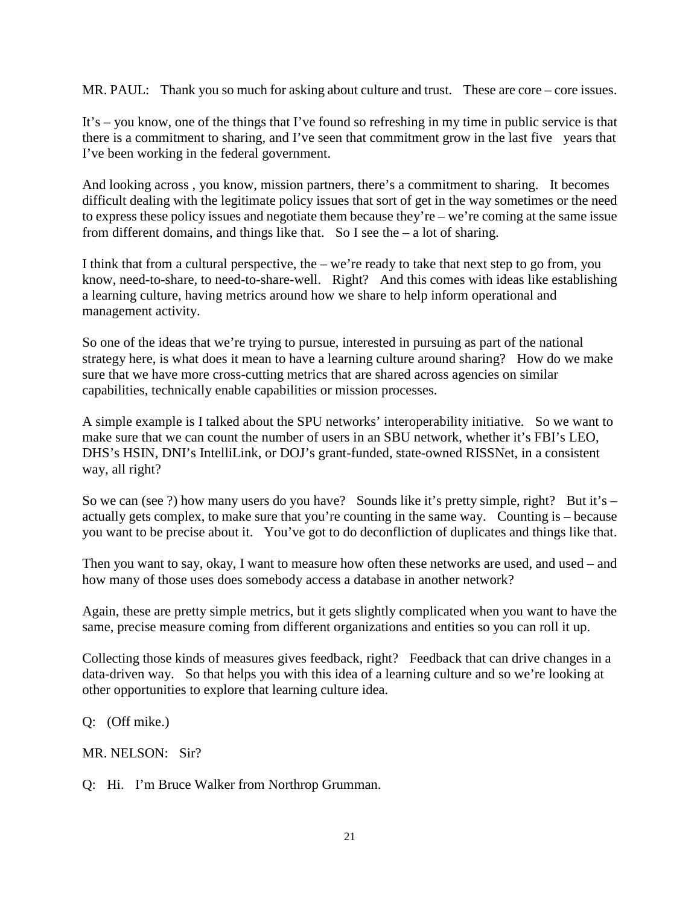MR. PAUL: Thank you so much for asking about culture and trust. These are core – core issues.

It's – you know, one of the things that I've found so refreshing in my time in public service is that there is a commitment to sharing, and I've seen that commitment grow in the last five years that I've been working in the federal government.

And looking across , you know, mission partners, there's a commitment to sharing. It becomes difficult dealing with the legitimate policy issues that sort of get in the way sometimes or the need to express these policy issues and negotiate them because they're – we're coming at the same issue from different domains, and things like that. So I see the – a lot of sharing.

I think that from a cultural perspective, the – we're ready to take that next step to go from, you know, need-to-share, to need-to-share-well. Right? And this comes with ideas like establishing a learning culture, having metrics around how we share to help inform operational and management activity.

So one of the ideas that we're trying to pursue, interested in pursuing as part of the national strategy here, is what does it mean to have a learning culture around sharing? How do we make sure that we have more cross-cutting metrics that are shared across agencies on similar capabilities, technically enable capabilities or mission processes.

A simple example is I talked about the SPU networks' interoperability initiative. So we want to make sure that we can count the number of users in an SBU network, whether it's FBI's LEO, DHS's HSIN, DNI's IntelliLink, or DOJ's grant-funded, state-owned RISSNet, in a consistent way, all right?

So we can (see ?) how many users do you have? Sounds like it's pretty simple, right? But it's – actually gets complex, to make sure that you're counting in the same way. Counting is – because you want to be precise about it. You've got to do deconfliction of duplicates and things like that.

Then you want to say, okay, I want to measure how often these networks are used, and used – and how many of those uses does somebody access a database in another network?

Again, these are pretty simple metrics, but it gets slightly complicated when you want to have the same, precise measure coming from different organizations and entities so you can roll it up.

Collecting those kinds of measures gives feedback, right? Feedback that can drive changes in a data-driven way. So that helps you with this idea of a learning culture and so we're looking at other opportunities to explore that learning culture idea.

Q: (Off mike.)

MR. NELSON: Sir?

Q: Hi. I'm Bruce Walker from Northrop Grumman.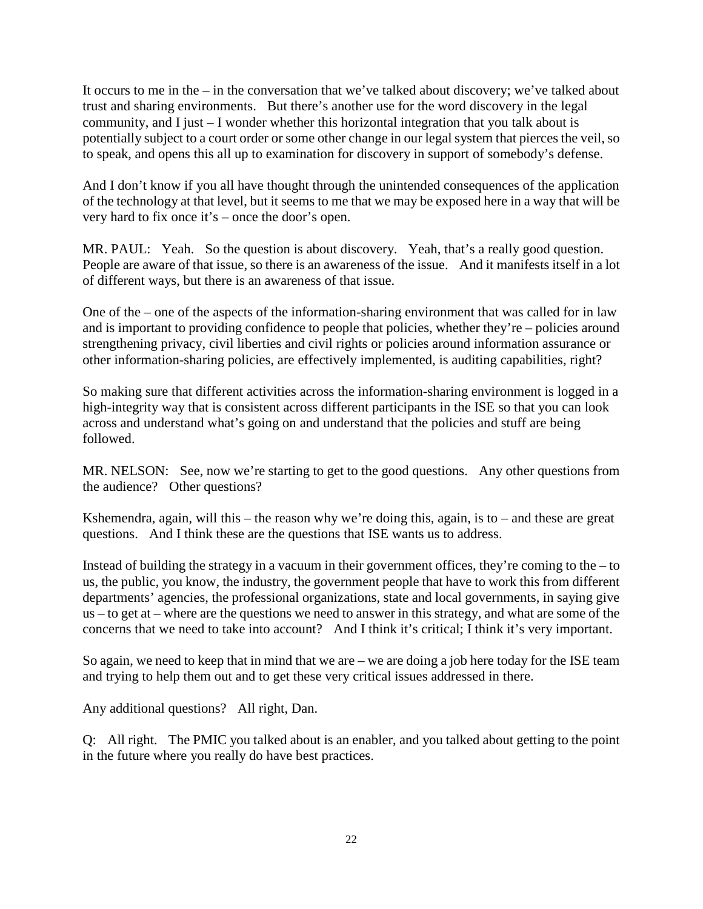It occurs to me in the – in the conversation that we've talked about discovery; we've talked about trust and sharing environments. But there's another use for the word discovery in the legal community, and I just – I wonder whether this horizontal integration that you talk about is potentially subject to a court order or some other change in our legal system that pierces the veil, so to speak, and opens this all up to examination for discovery in support of somebody's defense.

And I don't know if you all have thought through the unintended consequences of the application of the technology at that level, but it seems to me that we may be exposed here in a way that will be very hard to fix once it's – once the door's open.

MR. PAUL: Yeah. So the question is about discovery. Yeah, that's a really good question. People are aware of that issue, so there is an awareness of the issue. And it manifests itself in a lot of different ways, but there is an awareness of that issue.

One of the – one of the aspects of the information-sharing environment that was called for in law and is important to providing confidence to people that policies, whether they're – policies around strengthening privacy, civil liberties and civil rights or policies around information assurance or other information-sharing policies, are effectively implemented, is auditing capabilities, right?

So making sure that different activities across the information-sharing environment is logged in a high-integrity way that is consistent across different participants in the ISE so that you can look across and understand what's going on and understand that the policies and stuff are being followed.

MR. NELSON: See, now we're starting to get to the good questions. Any other questions from the audience? Other questions?

Kshemendra, again, will this – the reason why we're doing this, again, is to – and these are great questions. And I think these are the questions that ISE wants us to address.

Instead of building the strategy in a vacuum in their government offices, they're coming to the – to us, the public, you know, the industry, the government people that have to work this from different departments' agencies, the professional organizations, state and local governments, in saying give us – to get at – where are the questions we need to answer in this strategy, and what are some of the concerns that we need to take into account? And I think it's critical; I think it's very important.

So again, we need to keep that in mind that we are – we are doing a job here today for the ISE team and trying to help them out and to get these very critical issues addressed in there.

Any additional questions? All right, Dan.

Q: All right. The PMIC you talked about is an enabler, and you talked about getting to the point in the future where you really do have best practices.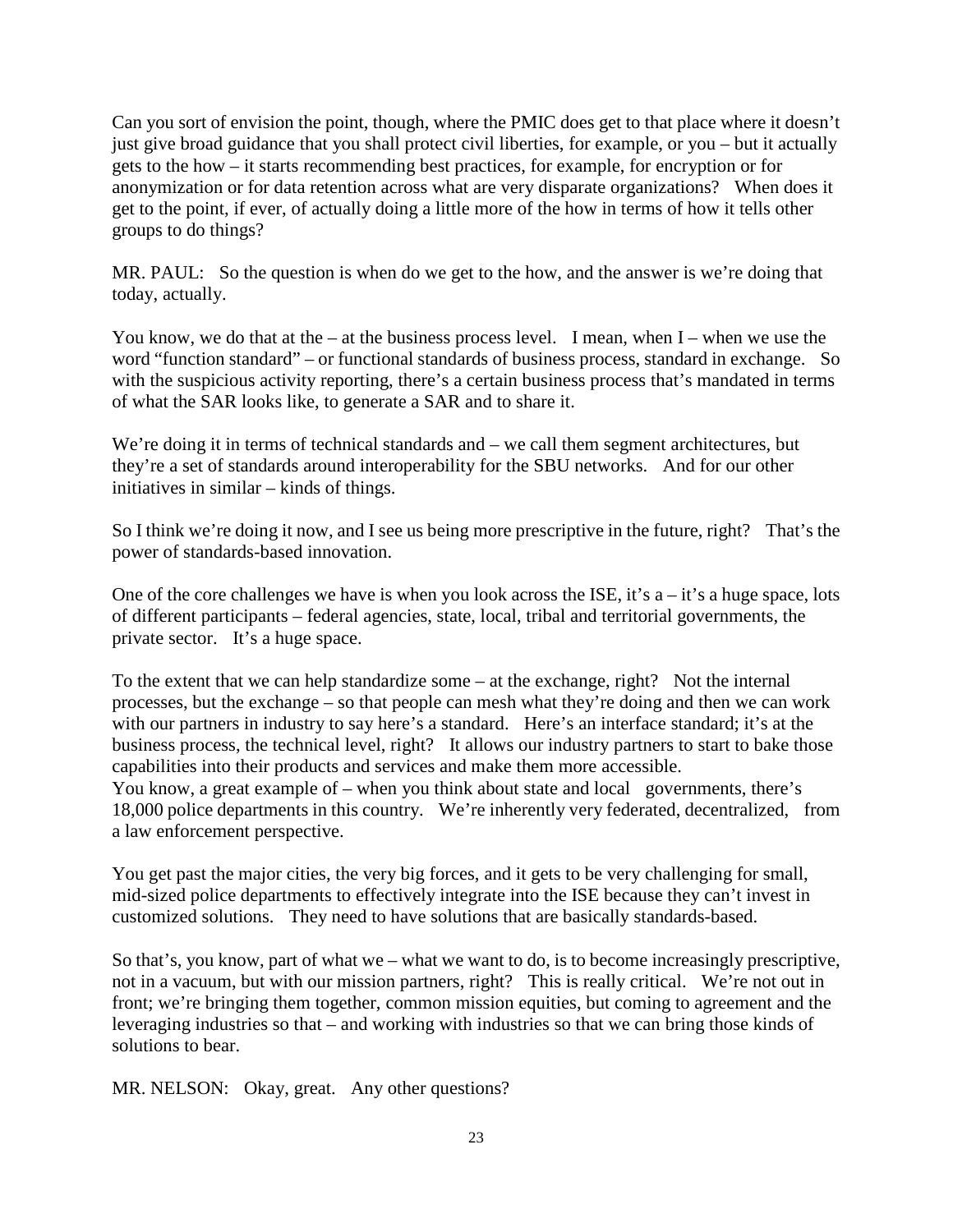Can you sort of envision the point, though, where the PMIC does get to that place where it doesn't just give broad guidance that you shall protect civil liberties, for example, or you – but it actually gets to the how – it starts recommending best practices, for example, for encryption or for anonymization or for data retention across what are very disparate organizations? When does it get to the point, if ever, of actually doing a little more of the how in terms of how it tells other groups to do things?

MR. PAUL: So the question is when do we get to the how, and the answer is we're doing that today, actually.

You know, we do that at the – at the business process level. I mean, when I – when we use the word "function standard" – or functional standards of business process, standard in exchange. So with the suspicious activity reporting, there's a certain business process that's mandated in terms of what the SAR looks like, to generate a SAR and to share it.

We're doing it in terms of technical standards and – we call them segment architectures, but they're a set of standards around interoperability for the SBU networks. And for our other initiatives in similar – kinds of things.

So I think we're doing it now, and I see us being more prescriptive in the future, right? That's the power of standards-based innovation.

One of the core challenges we have is when you look across the ISE, it's a – it's a huge space, lots of different participants – federal agencies, state, local, tribal and territorial governments, the private sector. It's a huge space.

To the extent that we can help standardize some – at the exchange, right? Not the internal processes, but the exchange – so that people can mesh what they're doing and then we can work with our partners in industry to say here's a standard. Here's an interface standard; it's at the business process, the technical level, right? It allows our industry partners to start to bake those capabilities into their products and services and make them more accessible.

You know, a great example of – when you think about state and local governments, there's 18,000 police departments in this country. We're inherently very federated, decentralized, from a law enforcement perspective.

You get past the major cities, the very big forces, and it gets to be very challenging for small, mid-sized police departments to effectively integrate into the ISE because they can't invest in customized solutions. They need to have solutions that are basically standards-based.

So that's, you know, part of what we – what we want to do, is to become increasingly prescriptive, not in a vacuum, but with our mission partners, right? This is really critical. We're not out in front; we're bringing them together, common mission equities, but coming to agreement and the leveraging industries so that – and working with industries so that we can bring those kinds of solutions to bear.

MR. NELSON: Okay, great. Any other questions?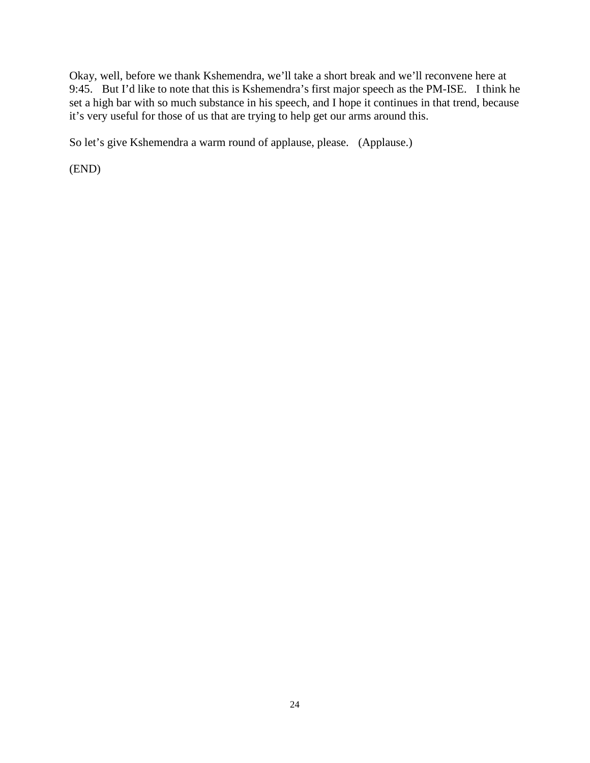Okay, well, before we thank Kshemendra, we'll take a short break and we'll reconvene here at 9:45. But I'd like to note that this is Kshemendra's first major speech as the PM-ISE. I think he set a high bar with so much substance in his speech, and I hope it continues in that trend, because it's very useful for those of us that are trying to help get our arms around this.

So let's give Kshemendra a warm round of applause, please. (Applause.)

(END)